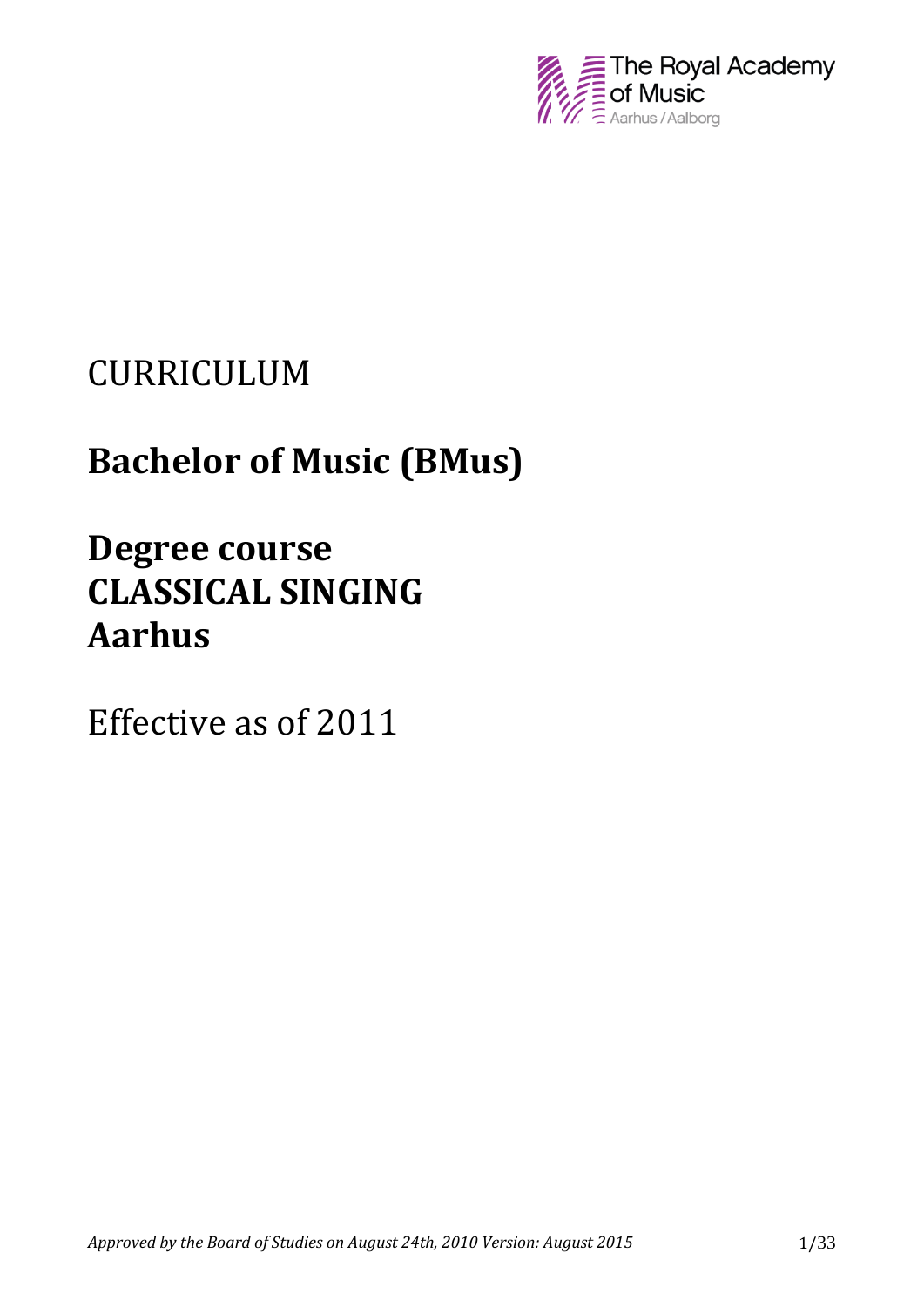The Royal Academy of Music
Aarhus / Aalborg

CURRICULUM

# Bachelor of Music (BMus)

# Degree course CLASSICAL SINGING Aarhus

Effective as of 2011

*Approved by the Board of Studies on August 24th, 2010 Version: August 2015*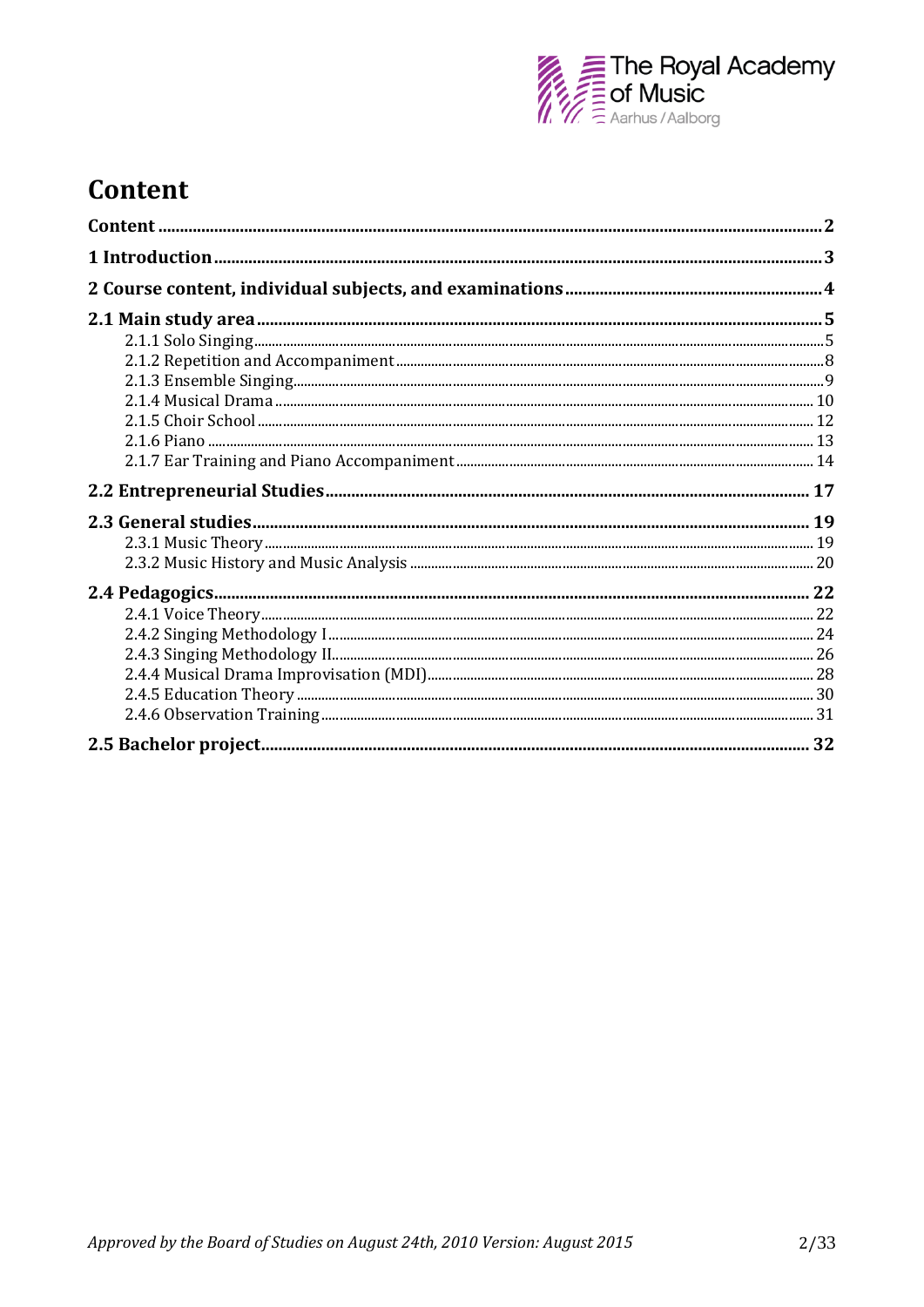# Content

**Content** .......... **2**

**1 Introduction** .......... **3**

**2 Course content, individual subjects, and examinations** .......... **4**

**2.1 Main study area** .......... **5**
- 2.1.1 Solo Singing .......... 5
- 2.1.2 Repetition and Accompaniment .......... 8
- 2.1.3 Ensemble Singing .......... 9
- 2.1.4 Musical Drama .......... 10
- 2.1.5 Choir School .......... 12
- 2.1.6 Piano .......... 13
- 2.1.7 Ear Training and Piano Accompaniment .......... 14

**2.2 Entrepreneurial Studies** .......... **17**

**2.3 General studies** .......... **19**
- 2.3.1 Music Theory .......... 19
- 2.3.2 Music History and Music Analysis .......... 20

**2.4 Pedagogics** .......... **22**
- 2.4.1 Voice Theory .......... 22
- 2.4.2 Singing Methodology I .......... 24
- 2.4.3 Singing Methodology II .......... 26
- 2.4.4 Musical Drama Improvisation (MDI) .......... 28
- 2.4.5 Education Theory .......... 30
- 2.4.6 Observation Training .......... 31

**2.5 Bachelor project** .......... **32**

*Approved by the Board of Studies on August 24th, 2010 Version: August 2015*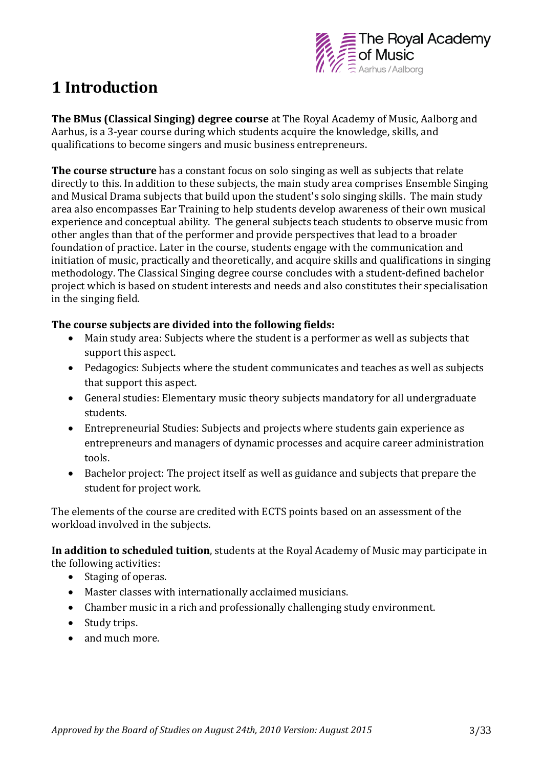# 1 Introduction

**The BMus (Classical Singing) degree course** at The Royal Academy of Music, Aalborg and Aarhus, is a 3-year course during which students acquire the knowledge, skills, and qualifications to become singers and music business entrepreneurs.

**The course structure** has a constant focus on solo singing as well as subjects that relate directly to this. In addition to these subjects, the main study area comprises Ensemble Singing and Musical Drama subjects that build upon the student's solo singing skills. The main study area also encompasses Ear Training to help students develop awareness of their own musical experience and conceptual ability. The general subjects teach students to observe music from other angles than that of the performer and provide perspectives that lead to a broader foundation of practice. Later in the course, students engage with the communication and initiation of music, practically and theoretically, and acquire skills and qualifications in singing methodology. The Classical Singing degree course concludes with a student-defined bachelor project which is based on student interests and needs and also constitutes their specialisation in the singing field.

**The course subjects are divided into the following fields:**

- Main study area: Subjects where the student is a performer as well as subjects that support this aspect.
- Pedagogics: Subjects where the student communicates and teaches as well as subjects that support this aspect.
- General studies: Elementary music theory subjects mandatory for all undergraduate students.
- Entrepreneurial Studies: Subjects and projects where students gain experience as entrepreneurs and managers of dynamic processes and acquire career administration tools.
- Bachelor project: The project itself as well as guidance and subjects that prepare the student for project work.

The elements of the course are credited with ECTS points based on an assessment of the workload involved in the subjects.

**In addition to scheduled tuition**, students at the Royal Academy of Music may participate in the following activities:

- Staging of operas.
- Master classes with internationally acclaimed musicians.
- Chamber music in a rich and professionally challenging study environment.
- Study trips.
- and much more.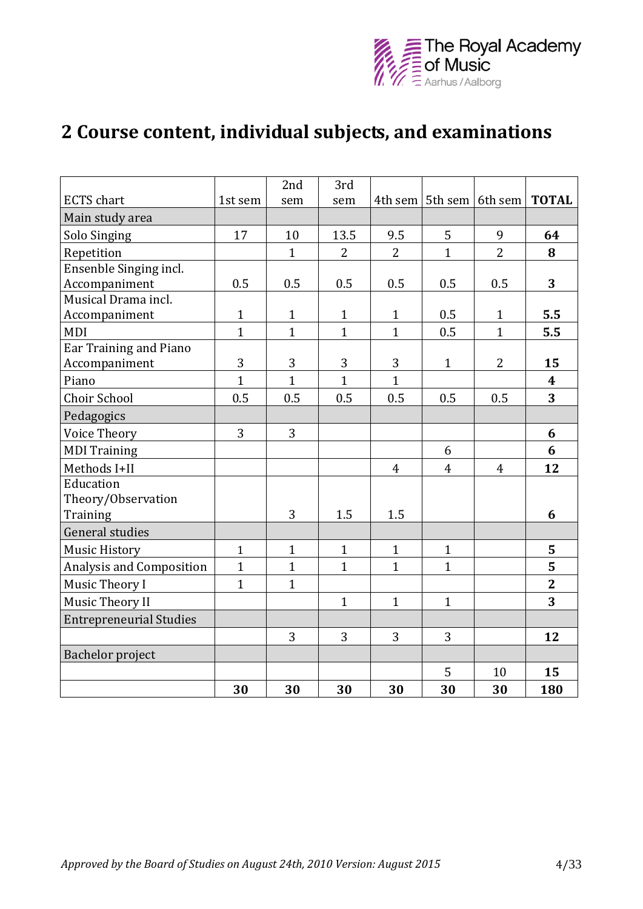## 2 Course content, individual subjects, and examinations

| ECTS chart | 1st sem | 2nd sem | 3rd sem | 4th sem | 5th sem | 6th sem | TOTAL |
|---|---|---|---|---|---|---|---|
| Main study area | | | | | | | |
| Solo Singing | 17 | 10 | 13.5 | 9.5 | 5 | 9 | **64** |
| Repetition | | 1 | 2 | 2 | 1 | 2 | **8** |
| Ensenble Singing incl. Accompaniment | 0.5 | 0.5 | 0.5 | 0.5 | 0.5 | 0.5 | **3** |
| Musical Drama incl. Accompaniment | 1 | 1 | 1 | 1 | 0.5 | 1 | **5.5** |
| MDI | 1 | 1 | 1 | 1 | 0.5 | 1 | **5.5** |
| Ear Training and Piano Accompaniment | 3 | 3 | 3 | 3 | 1 | 2 | **15** |
| Piano | 1 | 1 | 1 | 1 | | | **4** |
| Choir School | 0.5 | 0.5 | 0.5 | 0.5 | 0.5 | 0.5 | **3** |
| Pedagogics | | | | | | | |
| Voice Theory | 3 | 3 | | | | | **6** |
| MDI Training | | | | | 6 | | **6** |
| Methods I+II | | | | 4 | 4 | 4 | **12** |
| Education Theory/Observation Training | | 3 | 1.5 | 1.5 | | | **6** |
| General studies | | | | | | | |
| Music History | 1 | 1 | 1 | 1 | 1 | | **5** |
| Analysis and Composition | 1 | 1 | 1 | 1 | 1 | | **5** |
| Music Theory I | 1 | 1 | | | | | **2** |
| Music Theory II | | | 1 | 1 | 1 | | **3** |
| Entrepreneurial Studies | | | | | | | |
| | | 3 | 3 | 3 | 3 | | **12** |
| Bachelor project | | | | | | | |
| | | | | | 5 | 10 | **15** |
| | **30** | **30** | **30** | **30** | **30** | **30** | **180** |

*Approved by the Board of Studies on August 24th, 2010 Version: August 2015*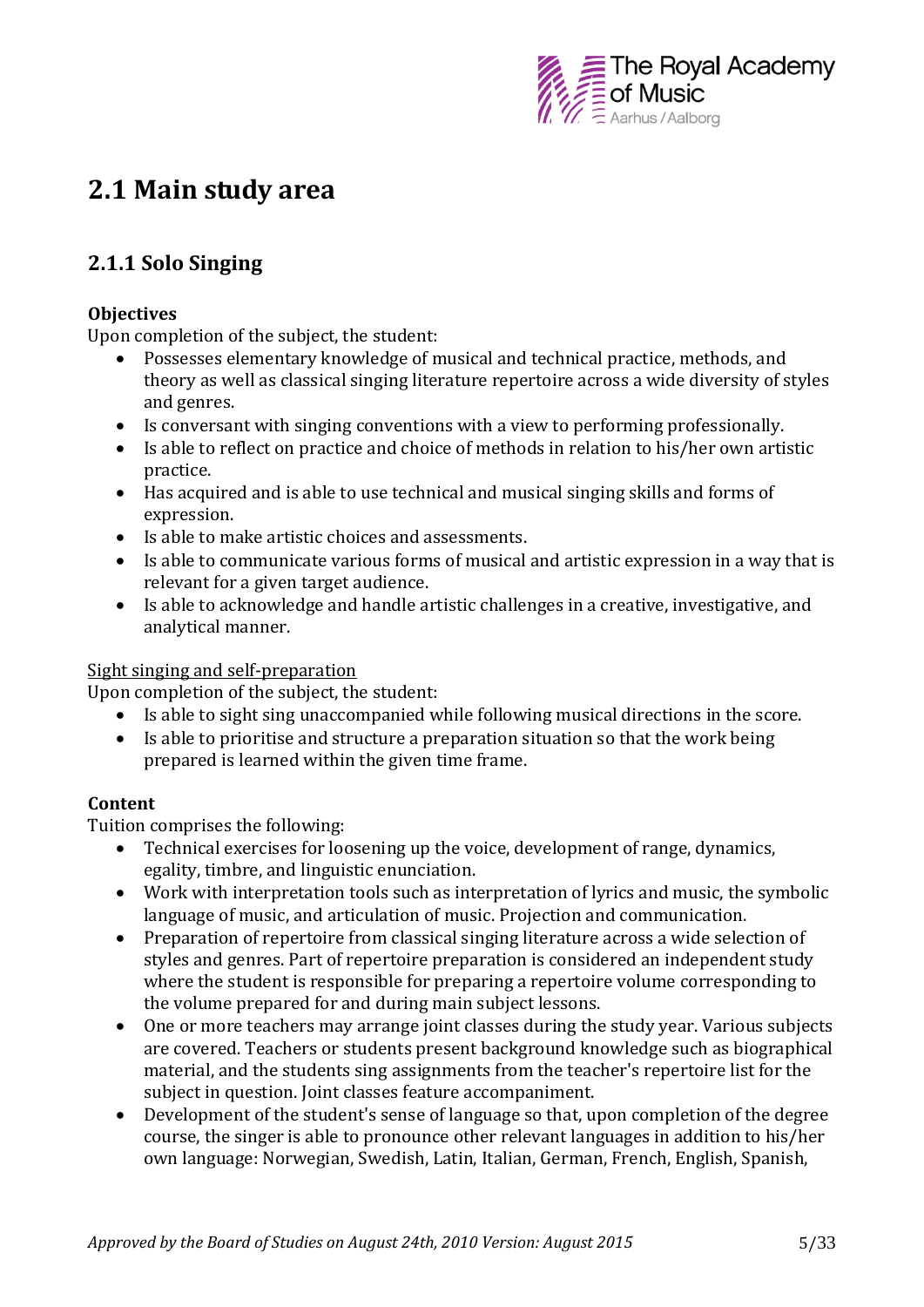## 2.1 Main study area

### 2.1.1 Solo Singing

**Objectives**

Upon completion of the subject, the student:

- Possesses elementary knowledge of musical and technical practice, methods, and theory as well as classical singing literature repertoire across a wide diversity of styles and genres.
- Is conversant with singing conventions with a view to performing professionally.
- Is able to reflect on practice and choice of methods in relation to his/her own artistic practice.
- Has acquired and is able to use technical and musical singing skills and forms of expression.
- Is able to make artistic choices and assessments.
- Is able to communicate various forms of musical and artistic expression in a way that is relevant for a given target audience.
- Is able to acknowledge and handle artistic challenges in a creative, investigative, and analytical manner.

<u>Sight singing and self-preparation</u>

Upon completion of the subject, the student:

- Is able to sight sing unaccompanied while following musical directions in the score.
- Is able to prioritise and structure a preparation situation so that the work being prepared is learned within the given time frame.

**Content**

Tuition comprises the following:

- Technical exercises for loosening up the voice, development of range, dynamics, egality, timbre, and linguistic enunciation.
- Work with interpretation tools such as interpretation of lyrics and music, the symbolic language of music, and articulation of music. Projection and communication.
- Preparation of repertoire from classical singing literature across a wide selection of styles and genres. Part of repertoire preparation is considered an independent study where the student is responsible for preparing a repertoire volume corresponding to the volume prepared for and during main subject lessons.
- One or more teachers may arrange joint classes during the study year. Various subjects are covered. Teachers or students present background knowledge such as biographical material, and the students sing assignments from the teacher's repertoire list for the subject in question. Joint classes feature accompaniment.
- Development of the student's sense of language so that, upon completion of the degree course, the singer is able to pronounce other relevant languages in addition to his/her own language: Norwegian, Swedish, Latin, Italian, German, French, English, Spanish,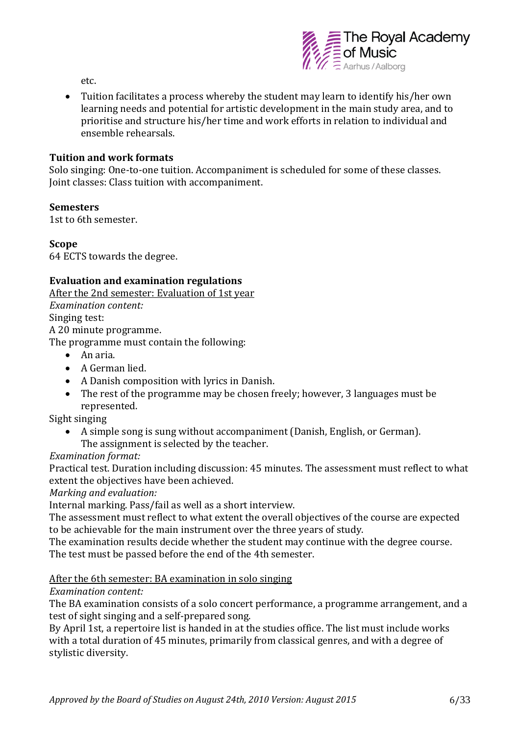etc.

- Tuition facilitates a process whereby the student may learn to identify his/her own learning needs and potential for artistic development in the main study area, and to prioritise and structure his/her time and work efforts in relation to individual and ensemble rehearsals.

**Tuition and work formats**
Solo singing: One-to-one tuition. Accompaniment is scheduled for some of these classes.
Joint classes: Class tuition with accompaniment.

**Semesters**
1st to 6th semester.

**Scope**
64 ECTS towards the degree.

**Evaluation and examination regulations**
<u>After the 2nd semester: Evaluation of 1st year</u>
*Examination content:*
Singing test:
A 20 minute programme.
The programme must contain the following:

- An aria.
- A German lied.
- A Danish composition with lyrics in Danish.
- The rest of the programme may be chosen freely; however, 3 languages must be represented.

Sight singing

- A simple song is sung without accompaniment (Danish, English, or German). The assignment is selected by the teacher.

*Examination format:*
Practical test. Duration including discussion: 45 minutes. The assessment must reflect to what extent the objectives have been achieved.
*Marking and evaluation:*
Internal marking. Pass/fail as well as a short interview.
The assessment must reflect to what extent the overall objectives of the course are expected to be achievable for the main instrument over the three years of study.
The examination results decide whether the student may continue with the degree course.
The test must be passed before the end of the 4th semester.

<u>After the 6th semester: BA examination in solo singing</u>
*Examination content:*
The BA examination consists of a solo concert performance, a programme arrangement, and a test of sight singing and a self-prepared song.
By April 1st, a repertoire list is handed in at the studies office. The list must include works with a total duration of 45 minutes, primarily from classical genres, and with a degree of stylistic diversity.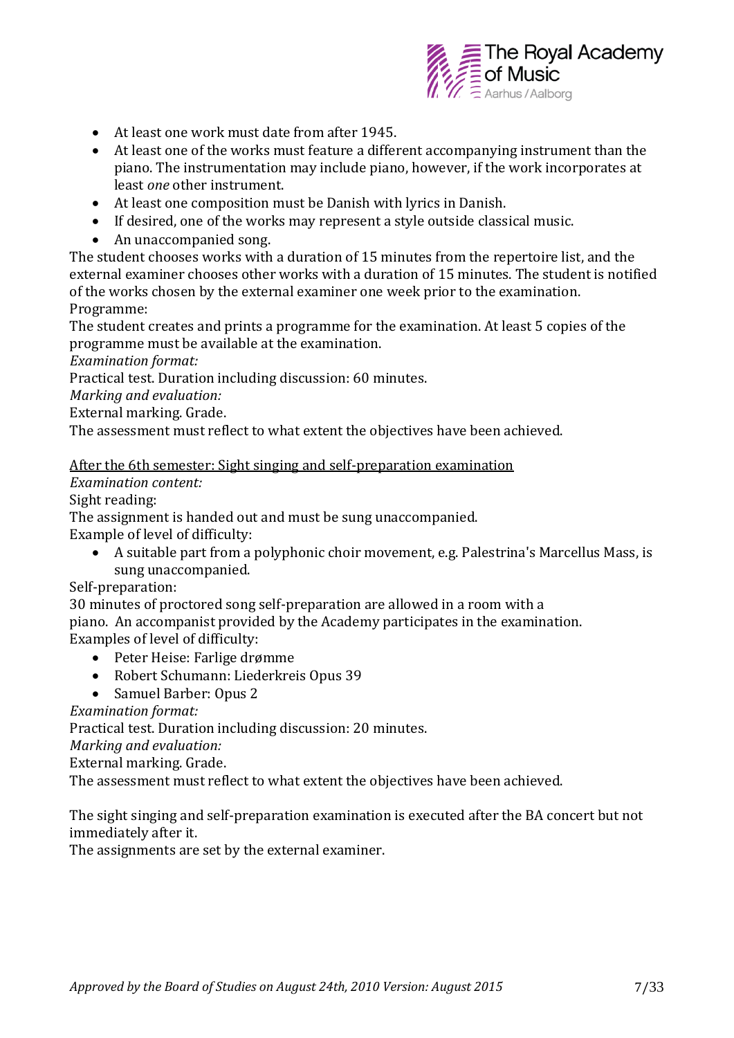- At least one work must date from after 1945.
- At least one of the works must feature a different accompanying instrument than the piano. The instrumentation may include piano, however, if the work incorporates at least *one* other instrument.
- At least one composition must be Danish with lyrics in Danish.
- If desired, one of the works may represent a style outside classical music.
- An unaccompanied song.

The student chooses works with a duration of 15 minutes from the repertoire list, and the external examiner chooses other works with a duration of 15 minutes. The student is notified of the works chosen by the external examiner one week prior to the examination.

Programme:

The student creates and prints a programme for the examination. At least 5 copies of the programme must be available at the examination.

*Examination format:*

Practical test. Duration including discussion: 60 minutes.

*Marking and evaluation:*

External marking. Grade.

The assessment must reflect to what extent the objectives have been achieved.

<u>After the 6th semester: Sight singing and self-preparation examination</u>

*Examination content:*

Sight reading:

The assignment is handed out and must be sung unaccompanied.

Example of level of difficulty:

- A suitable part from a polyphonic choir movement, e.g. Palestrina's Marcellus Mass, is sung unaccompanied.

Self-preparation:

30 minutes of proctored song self-preparation are allowed in a room with a piano. An accompanist provided by the Academy participates in the examination.

Examples of level of difficulty:

- Peter Heise: Farlige drømme
- Robert Schumann: Liederkreis Opus 39
- Samuel Barber: Opus 2

*Examination format:*

Practical test. Duration including discussion: 20 minutes.

*Marking and evaluation:*

External marking. Grade.

The assessment must reflect to what extent the objectives have been achieved.

The sight singing and self-preparation examination is executed after the BA concert but not immediately after it.

The assignments are set by the external examiner.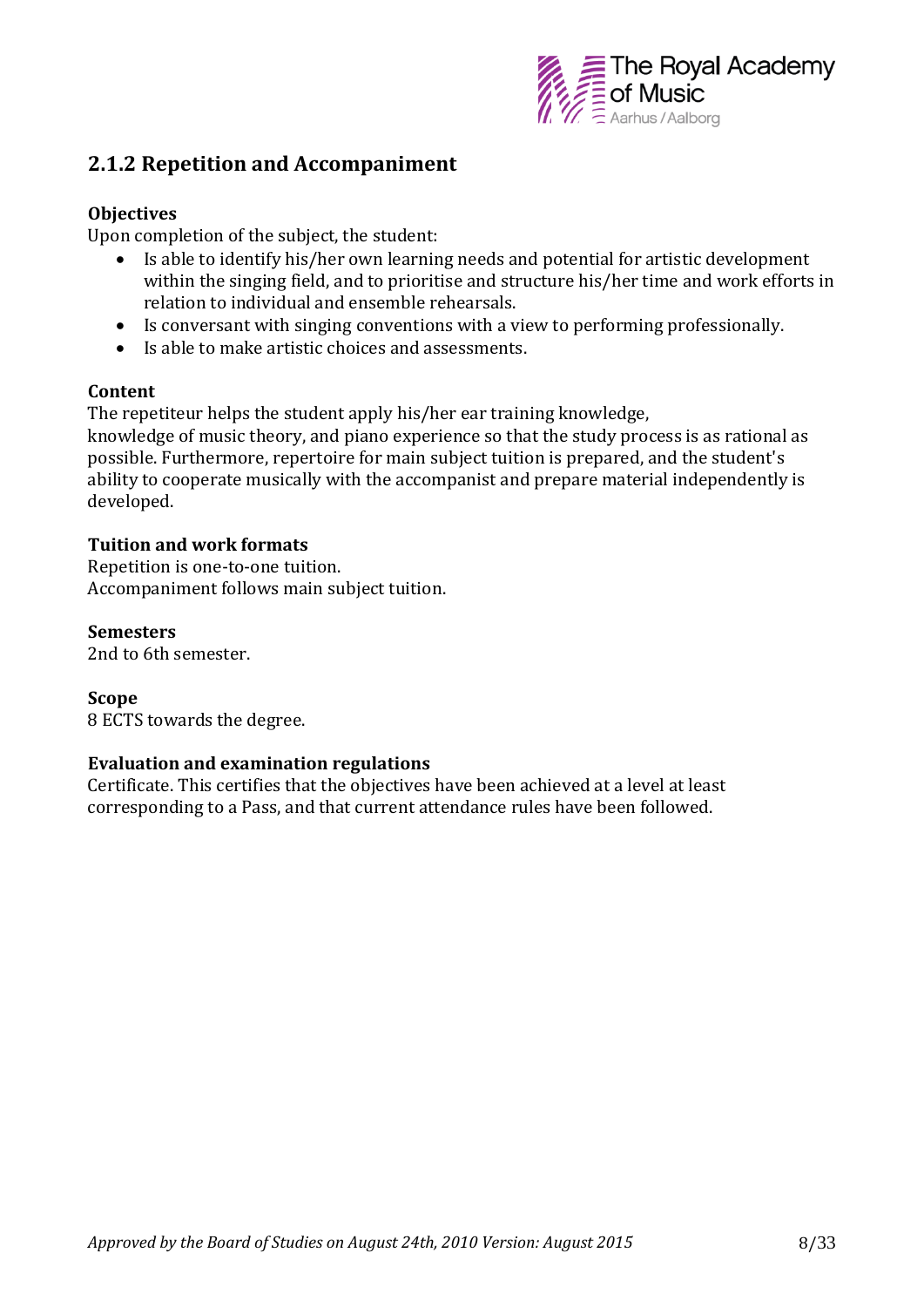## 2.1.2 Repetition and Accompaniment

**Objectives**

Upon completion of the subject, the student:

- Is able to identify his/her own learning needs and potential for artistic development within the singing field, and to prioritise and structure his/her time and work efforts in relation to individual and ensemble rehearsals.
- Is conversant with singing conventions with a view to performing professionally.
- Is able to make artistic choices and assessments.

**Content**

The repetiteur helps the student apply his/her ear training knowledge, knowledge of music theory, and piano experience so that the study process is as rational as possible. Furthermore, repertoire for main subject tuition is prepared, and the student's ability to cooperate musically with the accompanist and prepare material independently is developed.

**Tuition and work formats**

Repetition is one-to-one tuition.
Accompaniment follows main subject tuition.

**Semesters**

2nd to 6th semester.

**Scope**

8 ECTS towards the degree.

**Evaluation and examination regulations**

Certificate. This certifies that the objectives have been achieved at a level at least corresponding to a Pass, and that current attendance rules have been followed.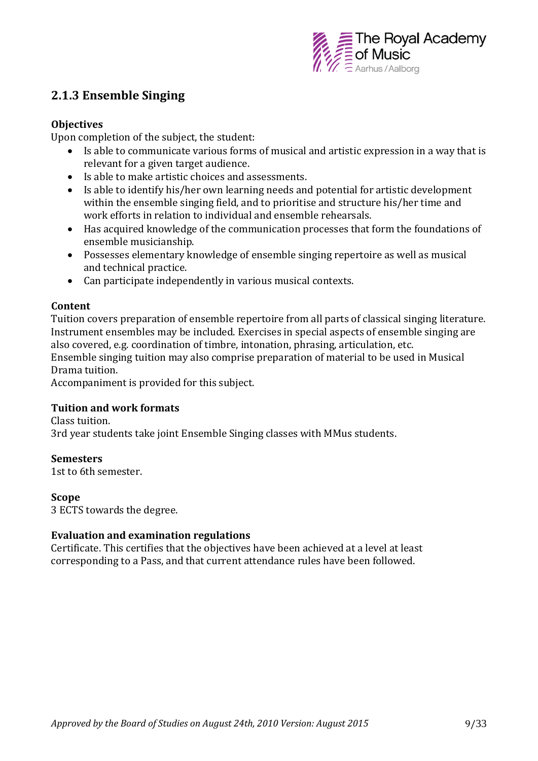## 2.1.3 Ensemble Singing

**Objectives**

Upon completion of the subject, the student:

- Is able to communicate various forms of musical and artistic expression in a way that is relevant for a given target audience.
- Is able to make artistic choices and assessments.
- Is able to identify his/her own learning needs and potential for artistic development within the ensemble singing field, and to prioritise and structure his/her time and work efforts in relation to individual and ensemble rehearsals.
- Has acquired knowledge of the communication processes that form the foundations of ensemble musicianship.
- Possesses elementary knowledge of ensemble singing repertoire as well as musical and technical practice.
- Can participate independently in various musical contexts.

**Content**

Tuition covers preparation of ensemble repertoire from all parts of classical singing literature. Instrument ensembles may be included. Exercises in special aspects of ensemble singing are also covered, e.g. coordination of timbre, intonation, phrasing, articulation, etc.
Ensemble singing tuition may also comprise preparation of material to be used in Musical Drama tuition.
Accompaniment is provided for this subject.

**Tuition and work formats**

Class tuition.
3rd year students take joint Ensemble Singing classes with MMus students.

**Semesters**

1st to 6th semester.

**Scope**

3 ECTS towards the degree.

**Evaluation and examination regulations**

Certificate. This certifies that the objectives have been achieved at a level at least corresponding to a Pass, and that current attendance rules have been followed.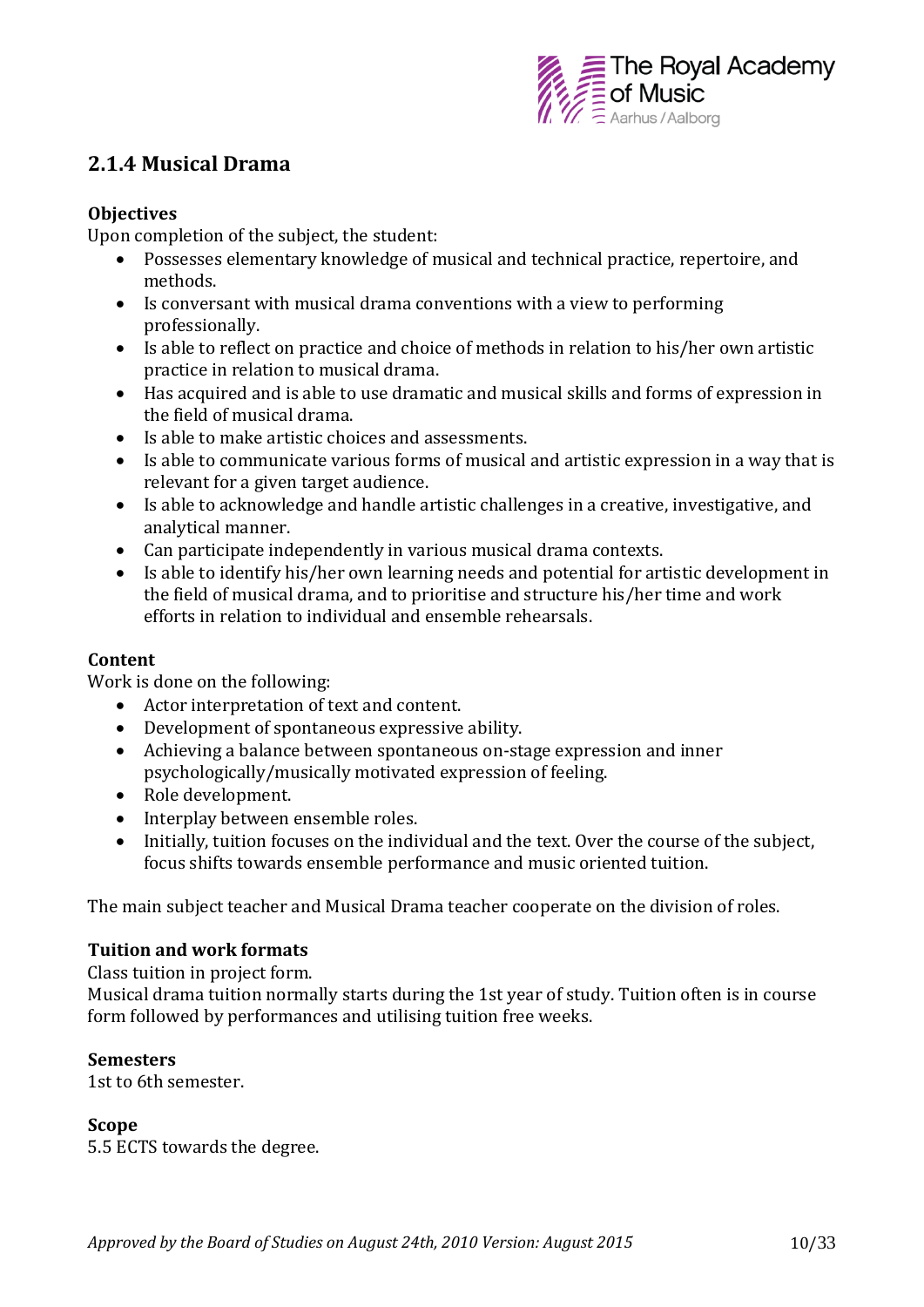## 2.1.4 Musical Drama

**Objectives**

Upon completion of the subject, the student:

- Possesses elementary knowledge of musical and technical practice, repertoire, and methods.
- Is conversant with musical drama conventions with a view to performing professionally.
- Is able to reflect on practice and choice of methods in relation to his/her own artistic practice in relation to musical drama.
- Has acquired and is able to use dramatic and musical skills and forms of expression in the field of musical drama.
- Is able to make artistic choices and assessments.
- Is able to communicate various forms of musical and artistic expression in a way that is relevant for a given target audience.
- Is able to acknowledge and handle artistic challenges in a creative, investigative, and analytical manner.
- Can participate independently in various musical drama contexts.
- Is able to identify his/her own learning needs and potential for artistic development in the field of musical drama, and to prioritise and structure his/her time and work efforts in relation to individual and ensemble rehearsals.

**Content**

Work is done on the following:

- Actor interpretation of text and content.
- Development of spontaneous expressive ability.
- Achieving a balance between spontaneous on-stage expression and inner psychologically/musically motivated expression of feeling.
- Role development.
- Interplay between ensemble roles.
- Initially, tuition focuses on the individual and the text. Over the course of the subject, focus shifts towards ensemble performance and music oriented tuition.

The main subject teacher and Musical Drama teacher cooperate on the division of roles.

**Tuition and work formats**

Class tuition in project form.
Musical drama tuition normally starts during the 1st year of study. Tuition often is in course form followed by performances and utilising tuition free weeks.

**Semesters**

1st to 6th semester.

**Scope**

5.5 ECTS towards the degree.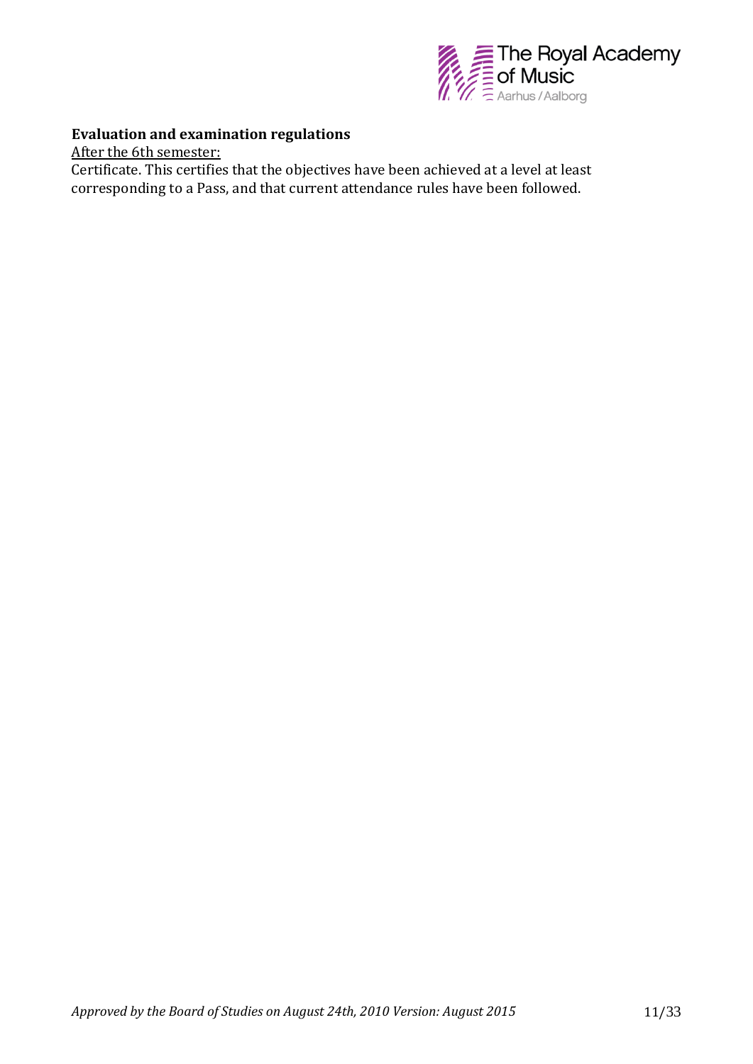**Evaluation and examination regulations**

After the 6th semester:

Certificate. This certifies that the objectives have been achieved at a level at least corresponding to a Pass, and that current attendance rules have been followed.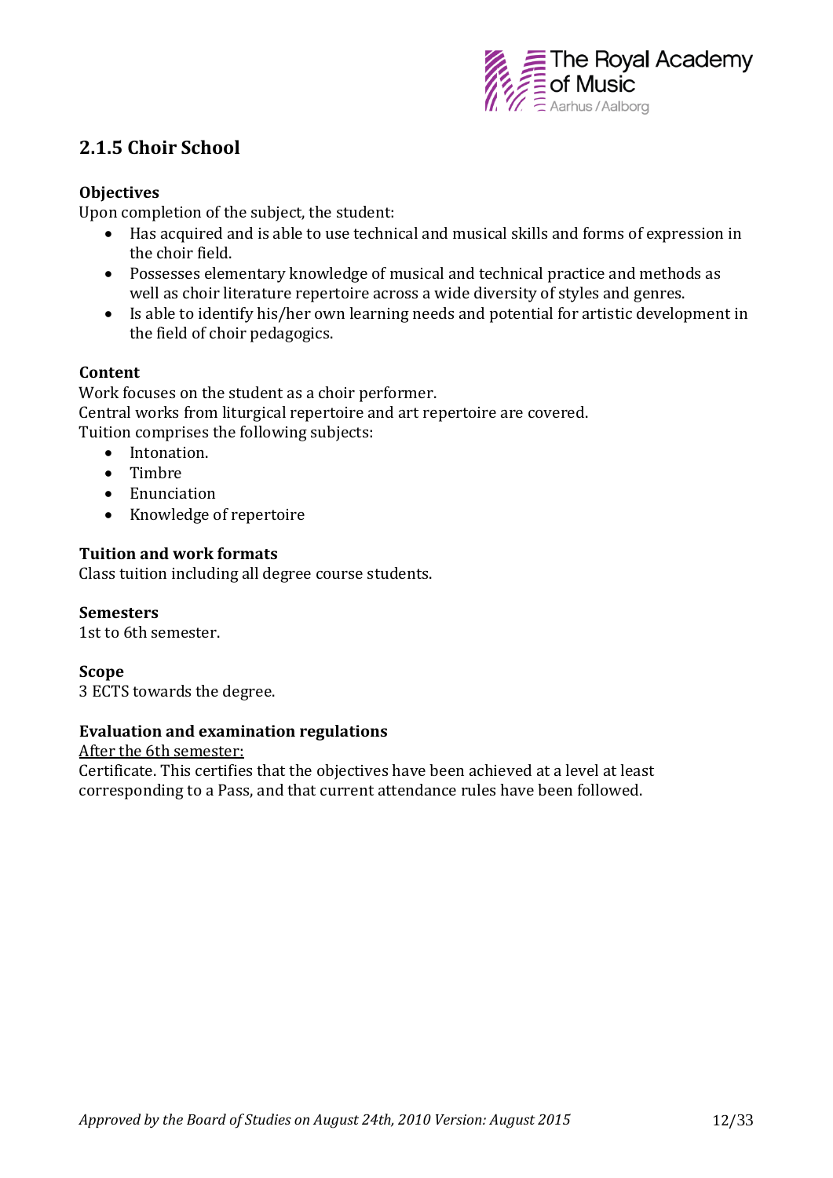## 2.1.5 Choir School

**Objectives**

Upon completion of the subject, the student:

- Has acquired and is able to use technical and musical skills and forms of expression in the choir field.
- Possesses elementary knowledge of musical and technical practice and methods as well as choir literature repertoire across a wide diversity of styles and genres.
- Is able to identify his/her own learning needs and potential for artistic development in the field of choir pedagogics.

**Content**

Work focuses on the student as a choir performer.
Central works from liturgical repertoire and art repertoire are covered.
Tuition comprises the following subjects:

- Intonation.
- Timbre
- Enunciation
- Knowledge of repertoire

**Tuition and work formats**

Class tuition including all degree course students.

**Semesters**

1st to 6th semester.

**Scope**

3 ECTS towards the degree.

**Evaluation and examination regulations**

<u>After the 6th semester:</u>
Certificate. This certifies that the objectives have been achieved at a level at least corresponding to a Pass, and that current attendance rules have been followed.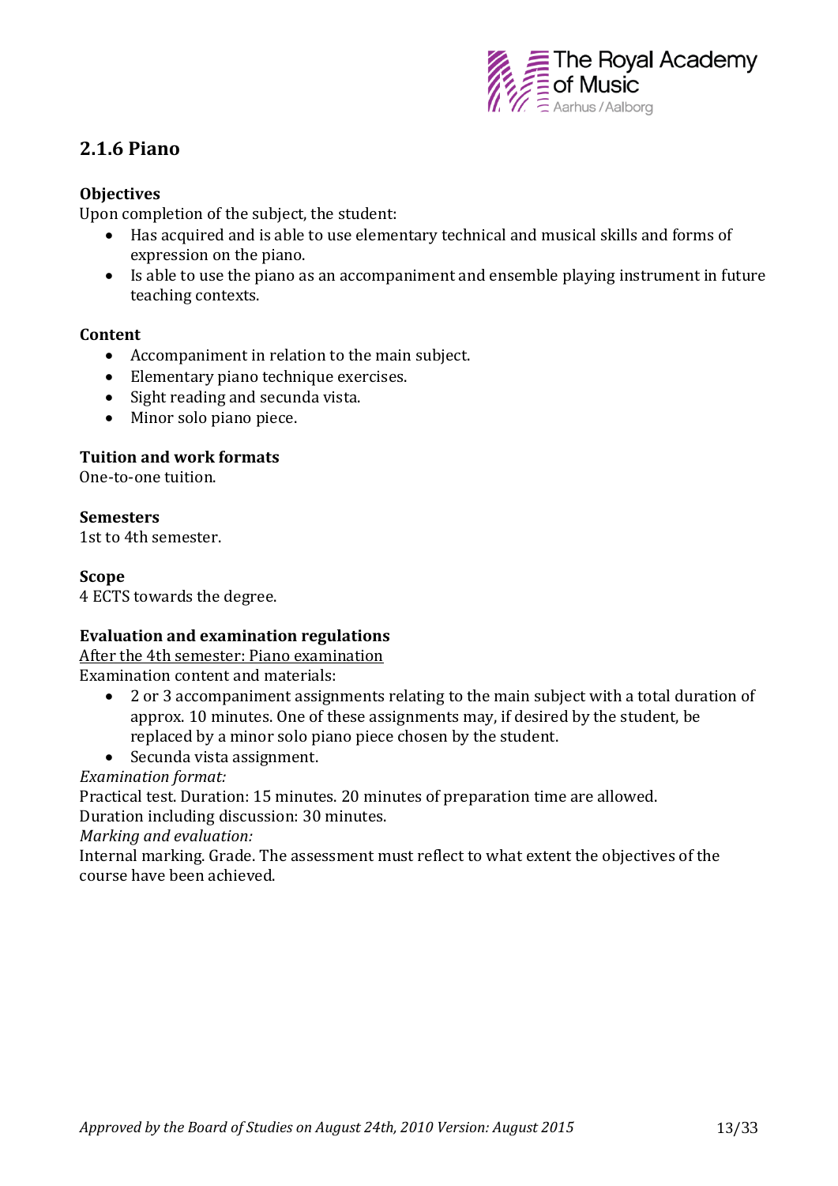## 2.1.6 Piano

**Objectives**

Upon completion of the subject, the student:

- Has acquired and is able to use elementary technical and musical skills and forms of expression on the piano.
- Is able to use the piano as an accompaniment and ensemble playing instrument in future teaching contexts.

**Content**

- Accompaniment in relation to the main subject.
- Elementary piano technique exercises.
- Sight reading and secunda vista.
- Minor solo piano piece.

**Tuition and work formats**

One-to-one tuition.

**Semesters**

1st to 4th semester.

**Scope**

4 ECTS towards the degree.

**Evaluation and examination regulations**

<u>After the 4th semester: Piano examination</u>

Examination content and materials:

- 2 or 3 accompaniment assignments relating to the main subject with a total duration of approx. 10 minutes. One of these assignments may, if desired by the student, be replaced by a minor solo piano piece chosen by the student.
- Secunda vista assignment.

*Examination format:*

Practical test. Duration: 15 minutes. 20 minutes of preparation time are allowed.
Duration including discussion: 30 minutes.

*Marking and evaluation:*

Internal marking. Grade. The assessment must reflect to what extent the objectives of the course have been achieved.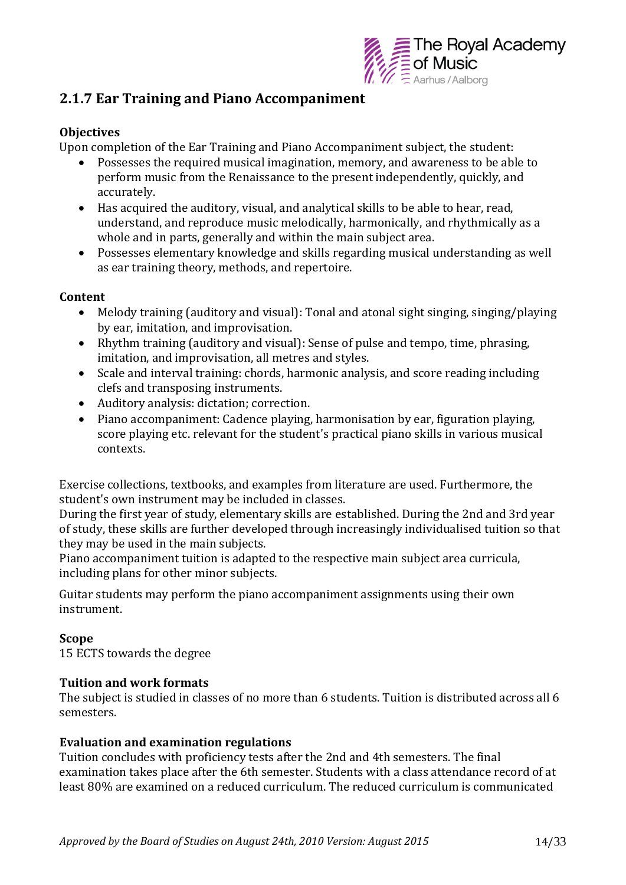## 2.1.7 Ear Training and Piano Accompaniment

**Objectives**

Upon completion of the Ear Training and Piano Accompaniment subject, the student:

- Possesses the required musical imagination, memory, and awareness to be able to perform music from the Renaissance to the present independently, quickly, and accurately.
- Has acquired the auditory, visual, and analytical skills to be able to hear, read, understand, and reproduce music melodically, harmonically, and rhythmically as a whole and in parts, generally and within the main subject area.
- Possesses elementary knowledge and skills regarding musical understanding as well as ear training theory, methods, and repertoire.

**Content**

- Melody training (auditory and visual): Tonal and atonal sight singing, singing/playing by ear, imitation, and improvisation.
- Rhythm training (auditory and visual): Sense of pulse and tempo, time, phrasing, imitation, and improvisation, all metres and styles.
- Scale and interval training: chords, harmonic analysis, and score reading including clefs and transposing instruments.
- Auditory analysis: dictation; correction.
- Piano accompaniment: Cadence playing, harmonisation by ear, figuration playing, score playing etc. relevant for the student's practical piano skills in various musical contexts.

Exercise collections, textbooks, and examples from literature are used. Furthermore, the student's own instrument may be included in classes.
During the first year of study, elementary skills are established. During the 2nd and 3rd year of study, these skills are further developed through increasingly individualised tuition so that they may be used in the main subjects.
Piano accompaniment tuition is adapted to the respective main subject area curricula, including plans for other minor subjects.

Guitar students may perform the piano accompaniment assignments using their own instrument.

**Scope**

15 ECTS towards the degree

**Tuition and work formats**

The subject is studied in classes of no more than 6 students. Tuition is distributed across all 6 semesters.

**Evaluation and examination regulations**

Tuition concludes with proficiency tests after the 2nd and 4th semesters. The final examination takes place after the 6th semester. Students with a class attendance record of at least 80% are examined on a reduced curriculum. The reduced curriculum is communicated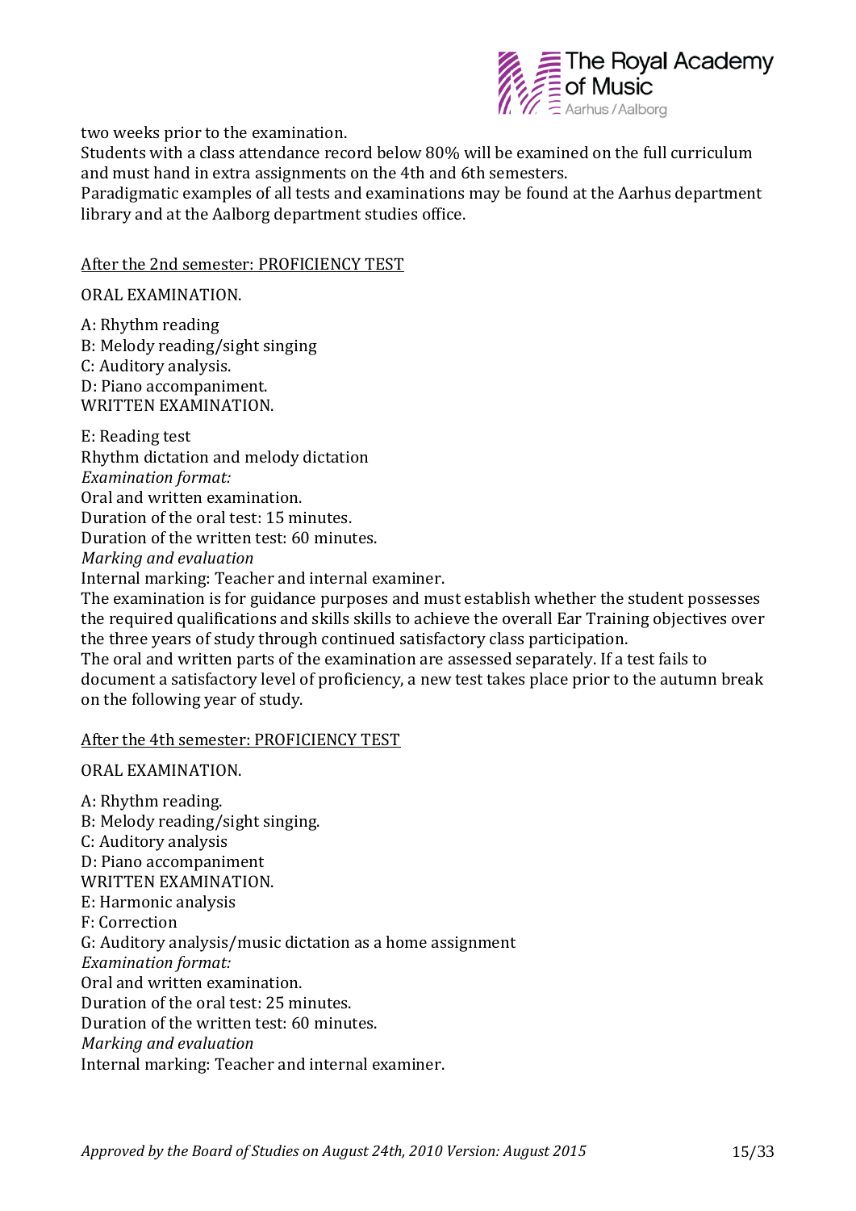two weeks prior to the examination.
Students with a class attendance record below 80% will be examined on the full curriculum and must hand in extra assignments on the 4th and 6th semesters.
Paradigmatic examples of all tests and examinations may be found at the Aarhus department library and at the Aalborg department studies office.

After the 2nd semester: PROFICIENCY TEST

ORAL EXAMINATION.

A: Rhythm reading
B: Melody reading/sight singing
C: Auditory analysis.
D: Piano accompaniment.
WRITTEN EXAMINATION.

E: Reading test
Rhythm dictation and melody dictation
*Examination format:*
Oral and written examination.
Duration of the oral test: 15 minutes.
Duration of the written test: 60 minutes.
*Marking and evaluation*
Internal marking: Teacher and internal examiner.
The examination is for guidance purposes and must establish whether the student possesses the required qualifications and skills skills to achieve the overall Ear Training objectives over the three years of study through continued satisfactory class participation.
The oral and written parts of the examination are assessed separately. If a test fails to document a satisfactory level of proficiency, a new test takes place prior to the autumn break on the following year of study.

After the 4th semester: PROFICIENCY TEST

ORAL EXAMINATION.

A: Rhythm reading.
B: Melody reading/sight singing.
C: Auditory analysis
D: Piano accompaniment
WRITTEN EXAMINATION.
E: Harmonic analysis
F: Correction
G: Auditory analysis/music dictation as a home assignment
*Examination format:*
Oral and written examination.
Duration of the oral test: 25 minutes.
Duration of the written test: 60 minutes.
*Marking and evaluation*
Internal marking: Teacher and internal examiner.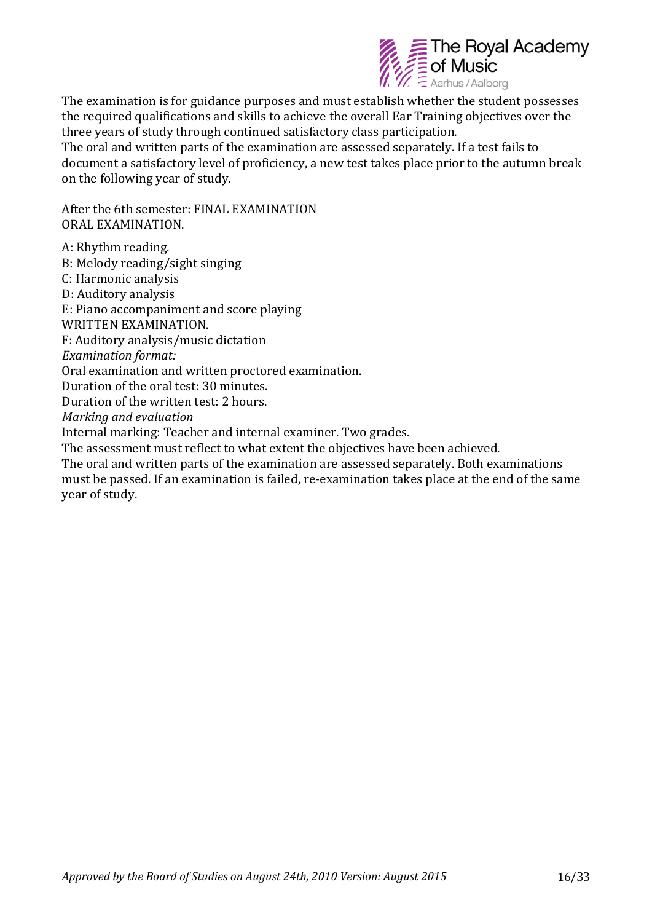The examination is for guidance purposes and must establish whether the student possesses the required qualifications and skills to achieve the overall Ear Training objectives over the three years of study through continued satisfactory class participation.
The oral and written parts of the examination are assessed separately. If a test fails to document a satisfactory level of proficiency, a new test takes place prior to the autumn break on the following year of study.

<u>After the 6th semester: FINAL EXAMINATION</u>
ORAL EXAMINATION.

A: Rhythm reading.
B: Melody reading/sight singing
C: Harmonic analysis
D: Auditory analysis
E: Piano accompaniment and score playing
WRITTEN EXAMINATION.
F: Auditory analysis/music dictation
*Examination format:*
Oral examination and written proctored examination.
Duration of the oral test: 30 minutes.
Duration of the written test: 2 hours.
*Marking and evaluation*
Internal marking: Teacher and internal examiner. Two grades.
The assessment must reflect to what extent the objectives have been achieved.
The oral and written parts of the examination are assessed separately. Both examinations must be passed. If an examination is failed, re-examination takes place at the end of the same year of study.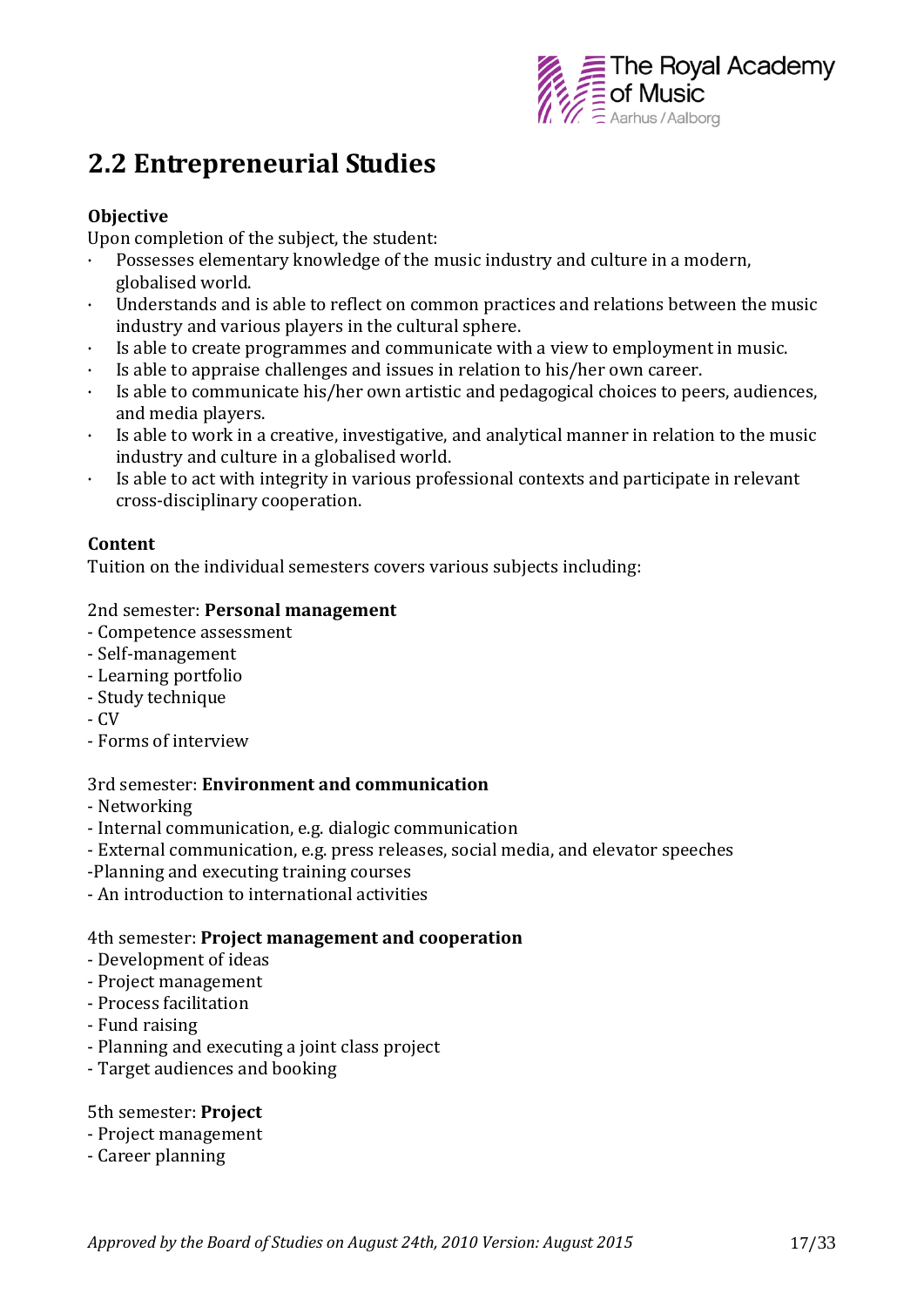## 2.2 Entrepreneurial Studies

**Objective**

Upon completion of the subject, the student:

- Possesses elementary knowledge of the music industry and culture in a modern, globalised world.
- Understands and is able to reflect on common practices and relations between the music industry and various players in the cultural sphere.
- Is able to create programmes and communicate with a view to employment in music.
- Is able to appraise challenges and issues in relation to his/her own career.
- Is able to communicate his/her own artistic and pedagogical choices to peers, audiences, and media players.
- Is able to work in a creative, investigative, and analytical manner in relation to the music industry and culture in a globalised world.
- Is able to act with integrity in various professional contexts and participate in relevant cross-disciplinary cooperation.

**Content**

Tuition on the individual semesters covers various subjects including:

2nd semester: **Personal management**

- Competence assessment
- Self-management
- Learning portfolio
- Study technique
- CV
- Forms of interview

3rd semester: **Environment and communication**

- Networking
- Internal communication, e.g. dialogic communication
- External communication, e.g. press releases, social media, and elevator speeches
- Planning and executing training courses
- An introduction to international activities

4th semester: **Project management and cooperation**

- Development of ideas
- Project management
- Process facilitation
- Fund raising
- Planning and executing a joint class project
- Target audiences and booking

5th semester: **Project**

- Project management
- Career planning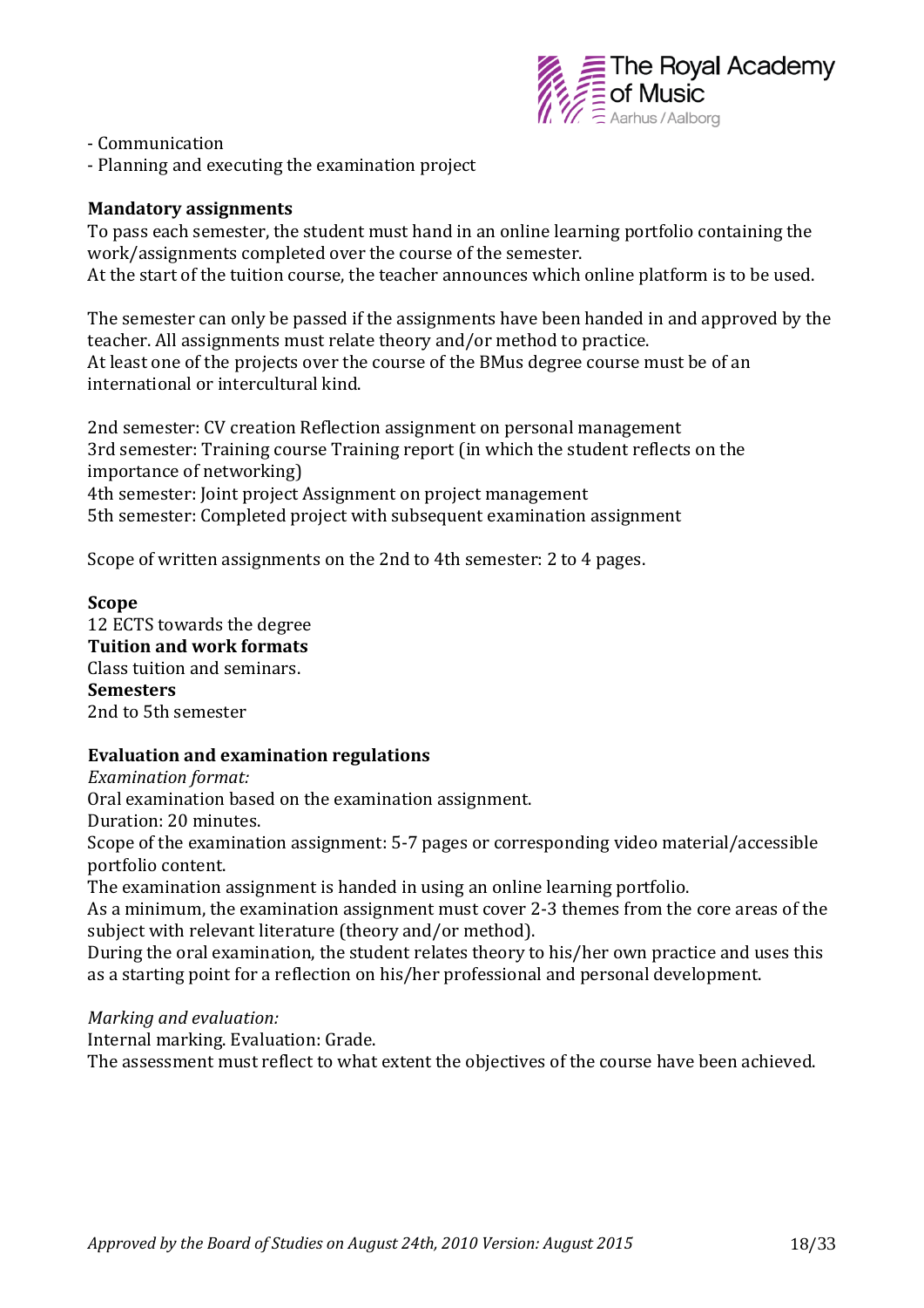- Communication
- Planning and executing the examination project

**Mandatory assignments**

To pass each semester, the student must hand in an online learning portfolio containing the work/assignments completed over the course of the semester.
At the start of the tuition course, the teacher announces which online platform is to be used.

The semester can only be passed if the assignments have been handed in and approved by the teacher. All assignments must relate theory and/or method to practice.
At least one of the projects over the course of the BMus degree course must be of an international or intercultural kind.

2nd semester: CV creation Reflection assignment on personal management
3rd semester: Training course Training report (in which the student reflects on the importance of networking)
4th semester: Joint project Assignment on project management
5th semester: Completed project with subsequent examination assignment

Scope of written assignments on the 2nd to 4th semester: 2 to 4 pages.

**Scope**
12 ECTS towards the degree
**Tuition and work formats**
Class tuition and seminars.
**Semesters**
2nd to 5th semester

**Evaluation and examination regulations**

*Examination format:*
Oral examination based on the examination assignment.
Duration: 20 minutes.
Scope of the examination assignment: 5-7 pages or corresponding video material/accessible portfolio content.
The examination assignment is handed in using an online learning portfolio.
As a minimum, the examination assignment must cover 2-3 themes from the core areas of the subject with relevant literature (theory and/or method).
During the oral examination, the student relates theory to his/her own practice and uses this as a starting point for a reflection on his/her professional and personal development.

*Marking and evaluation:*
Internal marking. Evaluation: Grade.
The assessment must reflect to what extent the objectives of the course have been achieved.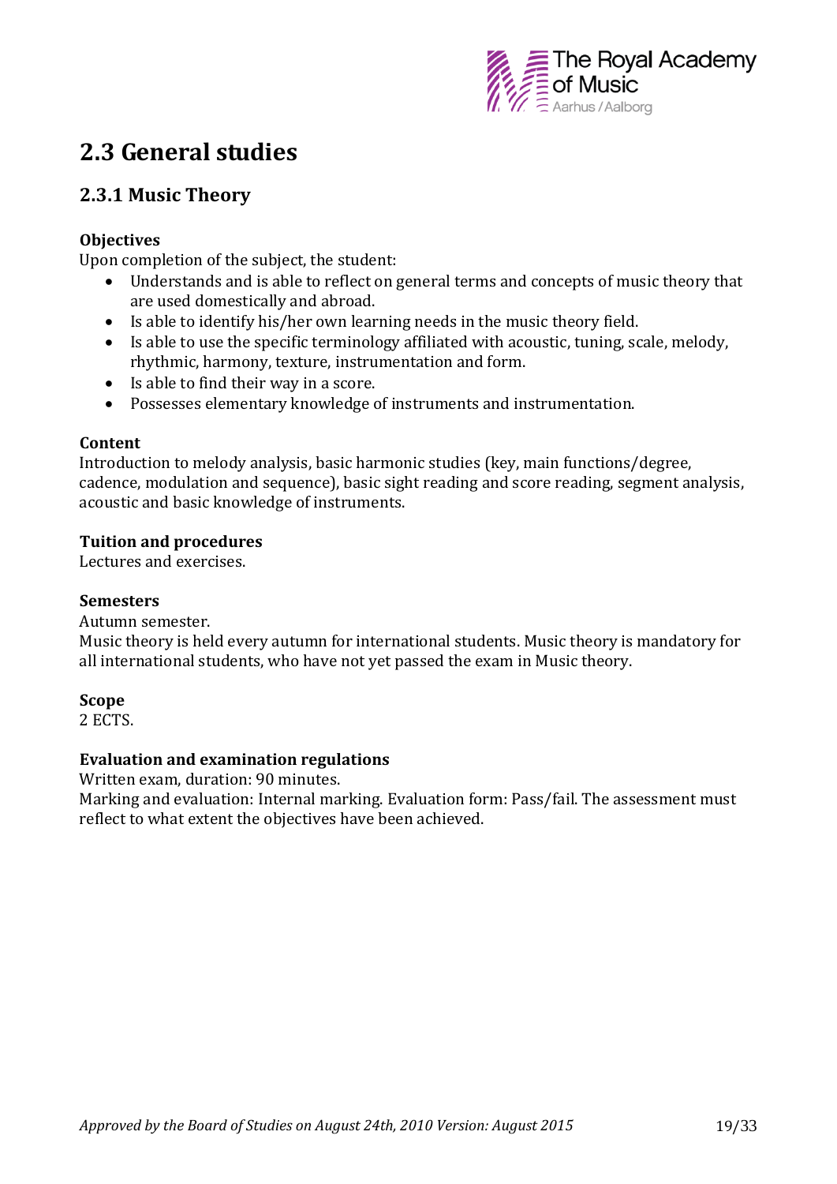## 2.3 General studies

### 2.3.1 Music Theory

**Objectives**

Upon completion of the subject, the student:

- Understands and is able to reflect on general terms and concepts of music theory that are used domestically and abroad.
- Is able to identify his/her own learning needs in the music theory field.
- Is able to use the specific terminology affiliated with acoustic, tuning, scale, melody, rhythmic, harmony, texture, instrumentation and form.
- Is able to find their way in a score.
- Possesses elementary knowledge of instruments and instrumentation.

**Content**

Introduction to melody analysis, basic harmonic studies (key, main functions/degree, cadence, modulation and sequence), basic sight reading and score reading, segment analysis, acoustic and basic knowledge of instruments.

**Tuition and procedures**

Lectures and exercises.

**Semesters**

Autumn semester.

Music theory is held every autumn for international students. Music theory is mandatory for all international students, who have not yet passed the exam in Music theory.

**Scope**

2 ECTS.

**Evaluation and examination regulations**

Written exam, duration: 90 minutes.

Marking and evaluation: Internal marking. Evaluation form: Pass/fail. The assessment must reflect to what extent the objectives have been achieved.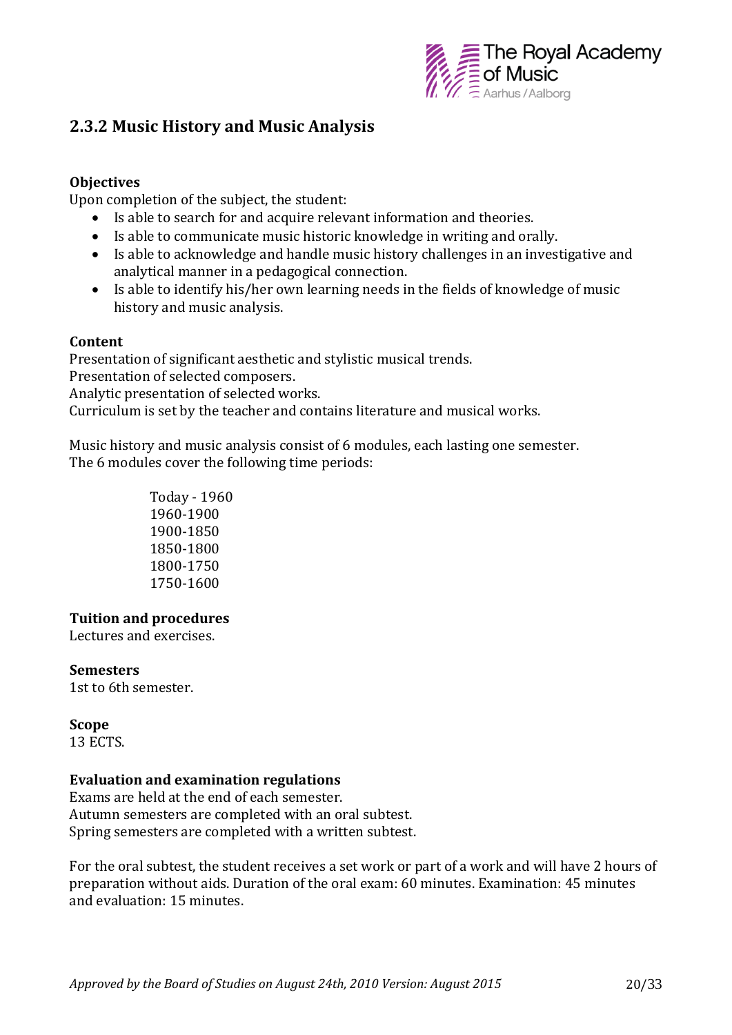## 2.3.2 Music History and Music Analysis

**Objectives**

Upon completion of the subject, the student:

- Is able to search for and acquire relevant information and theories.
- Is able to communicate music historic knowledge in writing and orally.
- Is able to acknowledge and handle music history challenges in an investigative and analytical manner in a pedagogical connection.
- Is able to identify his/her own learning needs in the fields of knowledge of music history and music analysis.

**Content**

Presentation of significant aesthetic and stylistic musical trends.
Presentation of selected composers.
Analytic presentation of selected works.
Curriculum is set by the teacher and contains literature and musical works.

Music history and music analysis consist of 6 modules, each lasting one semester.
The 6 modules cover the following time periods:

Today - 1960
1960-1900
1900-1850
1850-1800
1800-1750
1750-1600

**Tuition and procedures**

Lectures and exercises.

**Semesters**

1st to 6th semester.

**Scope**

13 ECTS.

**Evaluation and examination regulations**

Exams are held at the end of each semester.
Autumn semesters are completed with an oral subtest.
Spring semesters are completed with a written subtest.

For the oral subtest, the student receives a set work or part of a work and will have 2 hours of preparation without aids. Duration of the oral exam: 60 minutes. Examination: 45 minutes and evaluation: 15 minutes.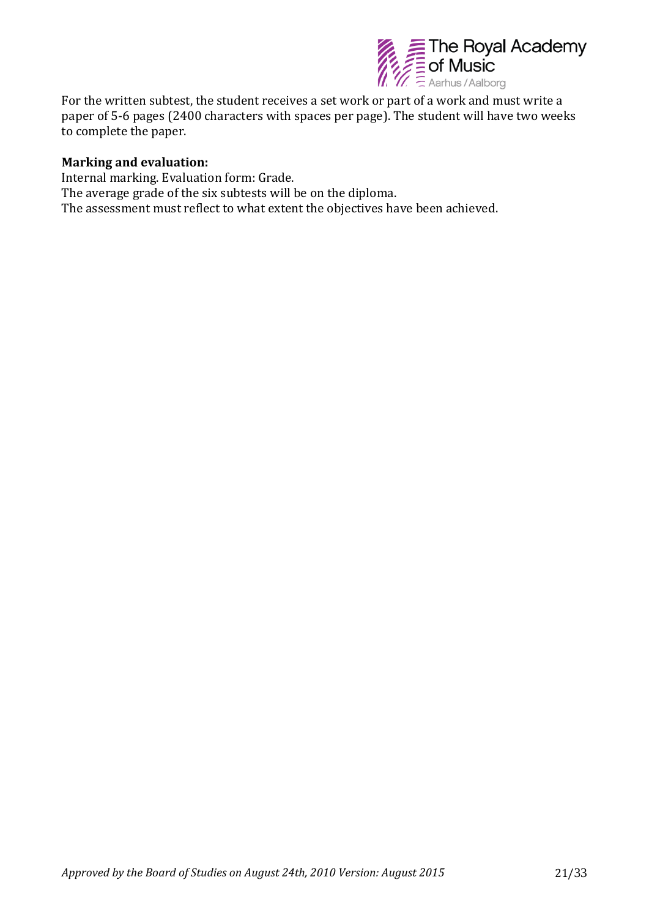For the written subtest, the student receives a set work or part of a work and must write a paper of 5-6 pages (2400 characters with spaces per page). The student will have two weeks to complete the paper.

**Marking and evaluation:**

Internal marking. Evaluation form: Grade.
The average grade of the six subtests will be on the diploma.
The assessment must reflect to what extent the objectives have been achieved.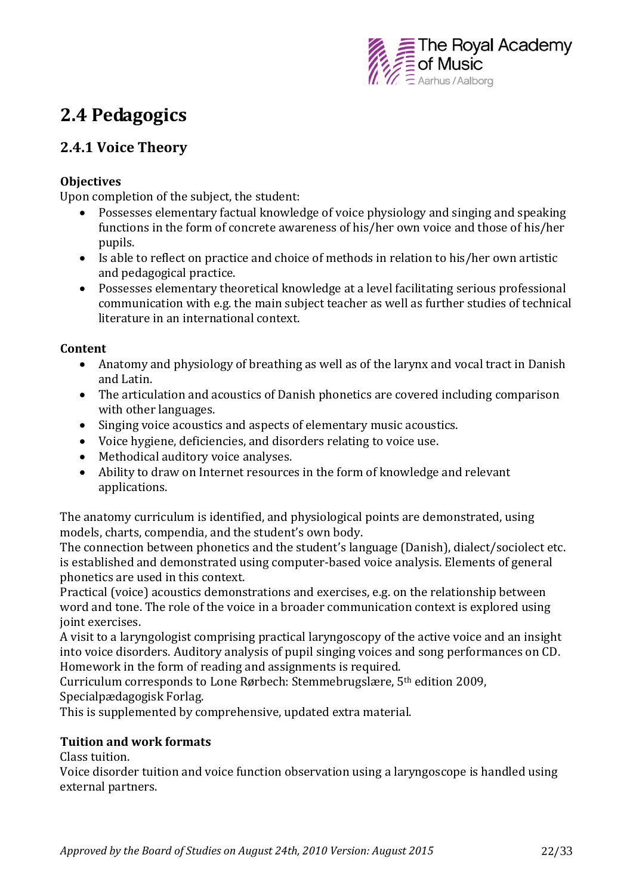# 2.4 Pedagogics

## 2.4.1 Voice Theory

**Objectives**

Upon completion of the subject, the student:

- Possesses elementary factual knowledge of voice physiology and singing and speaking functions in the form of concrete awareness of his/her own voice and those of his/her pupils.
- Is able to reflect on practice and choice of methods in relation to his/her own artistic and pedagogical practice.
- Possesses elementary theoretical knowledge at a level facilitating serious professional communication with e.g. the main subject teacher as well as further studies of technical literature in an international context.

**Content**

- Anatomy and physiology of breathing as well as of the larynx and vocal tract in Danish and Latin.
- The articulation and acoustics of Danish phonetics are covered including comparison with other languages.
- Singing voice acoustics and aspects of elementary music acoustics.
- Voice hygiene, deficiencies, and disorders relating to voice use.
- Methodical auditory voice analyses.
- Ability to draw on Internet resources in the form of knowledge and relevant applications.

The anatomy curriculum is identified, and physiological points are demonstrated, using models, charts, compendia, and the student's own body.
The connection between phonetics and the student's language (Danish), dialect/sociolect etc. is established and demonstrated using computer-based voice analysis. Elements of general phonetics are used in this context.
Practical (voice) acoustics demonstrations and exercises, e.g. on the relationship between word and tone. The role of the voice in a broader communication context is explored using joint exercises.
A visit to a laryngologist comprising practical laryngoscopy of the active voice and an insight into voice disorders. Auditory analysis of pupil singing voices and song performances on CD.
Homework in the form of reading and assignments is required.
Curriculum corresponds to Lone Rørbech: Stemmebrugslære, 5th edition 2009, Specialpædagogisk Forlag.
This is supplemented by comprehensive, updated extra material.

**Tuition and work formats**

Class tuition.
Voice disorder tuition and voice function observation using a laryngoscope is handled using external partners.

*Approved by the Board of Studies on August 24th, 2010 Version: August 2015*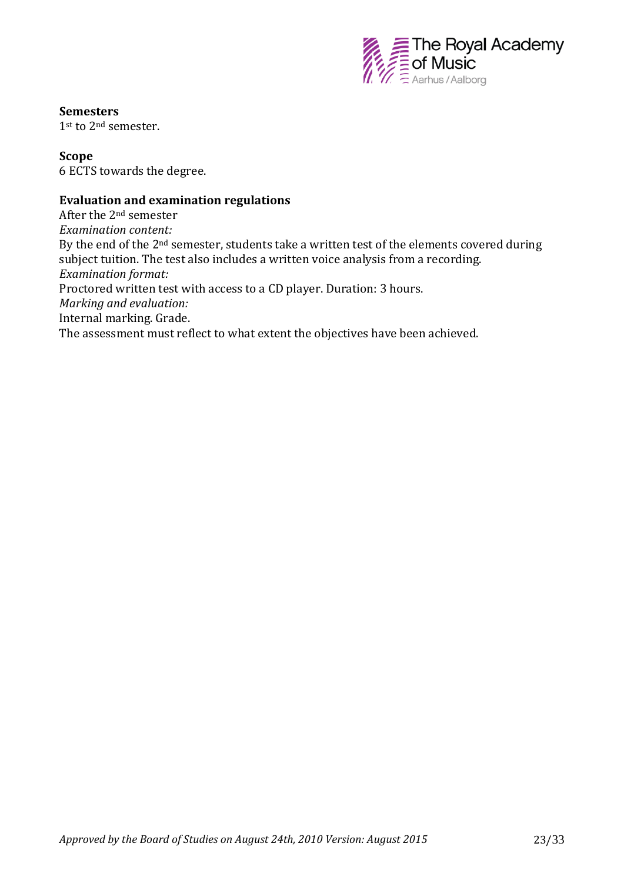**Semesters**
1st to 2nd semester.

**Scope**
6 ECTS towards the degree.

**Evaluation and examination regulations**
After the 2nd semester
*Examination content:*
By the end of the 2nd semester, students take a written test of the elements covered during subject tuition. The test also includes a written voice analysis from a recording.
*Examination format:*
Proctored written test with access to a CD player. Duration: 3 hours.
*Marking and evaluation:*
Internal marking. Grade.
The assessment must reflect to what extent the objectives have been achieved.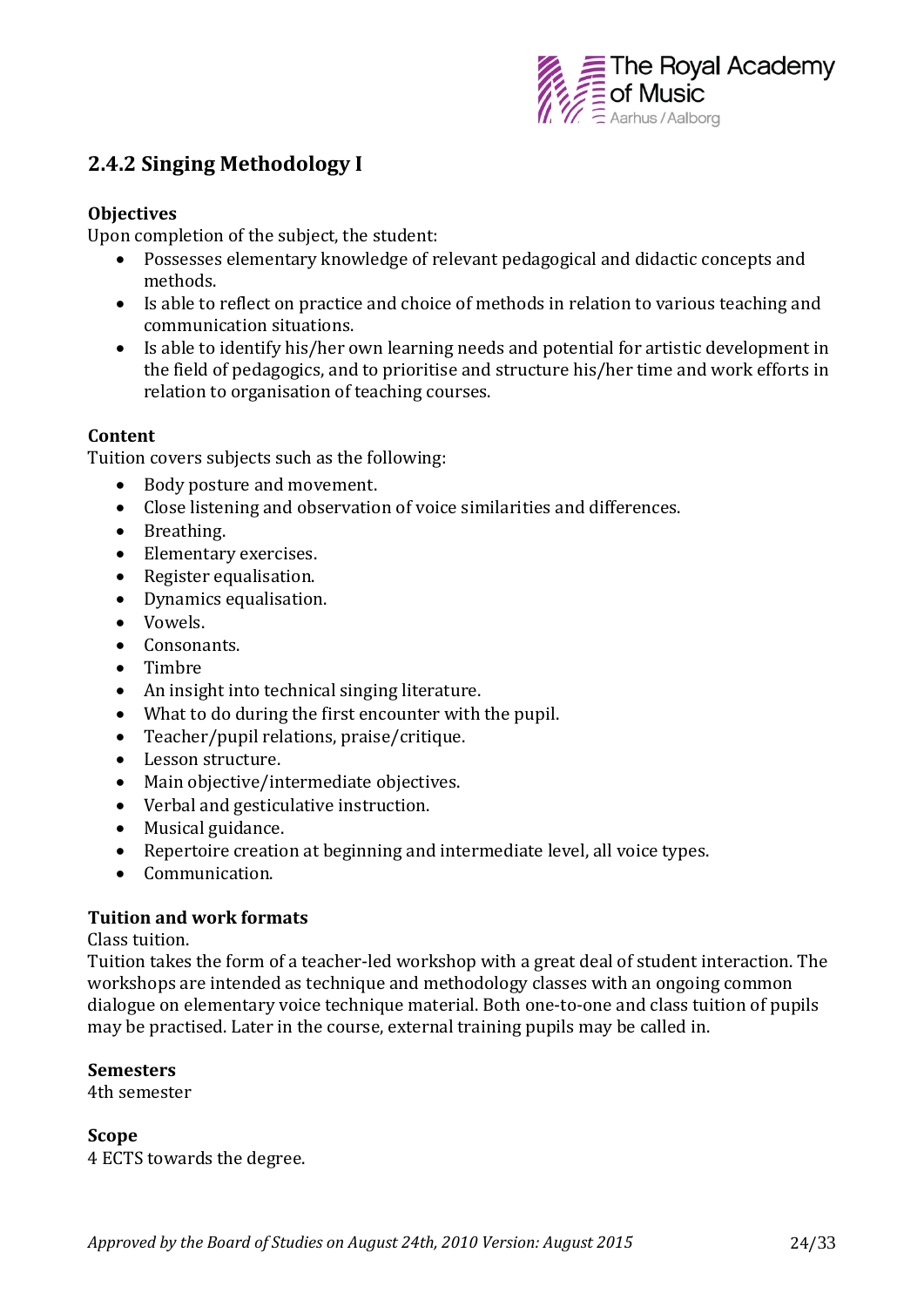## 2.4.2 Singing Methodology I

**Objectives**
Upon completion of the subject, the student:

- Possesses elementary knowledge of relevant pedagogical and didactic concepts and methods.
- Is able to reflect on practice and choice of methods in relation to various teaching and communication situations.
- Is able to identify his/her own learning needs and potential for artistic development in the field of pedagogics, and to prioritise and structure his/her time and work efforts in relation to organisation of teaching courses.

**Content**
Tuition covers subjects such as the following:

- Body posture and movement.
- Close listening and observation of voice similarities and differences.
- Breathing.
- Elementary exercises.
- Register equalisation.
- Dynamics equalisation.
- Vowels.
- Consonants.
- Timbre
- An insight into technical singing literature.
- What to do during the first encounter with the pupil.
- Teacher/pupil relations, praise/critique.
- Lesson structure.
- Main objective/intermediate objectives.
- Verbal and gesticulative instruction.
- Musical guidance.
- Repertoire creation at beginning and intermediate level, all voice types.
- Communication.

**Tuition and work formats**
Class tuition.
Tuition takes the form of a teacher-led workshop with a great deal of student interaction. The workshops are intended as technique and methodology classes with an ongoing common dialogue on elementary voice technique material. Both one-to-one and class tuition of pupils may be practised. Later in the course, external training pupils may be called in.

**Semesters**
4th semester

**Scope**
4 ECTS towards the degree.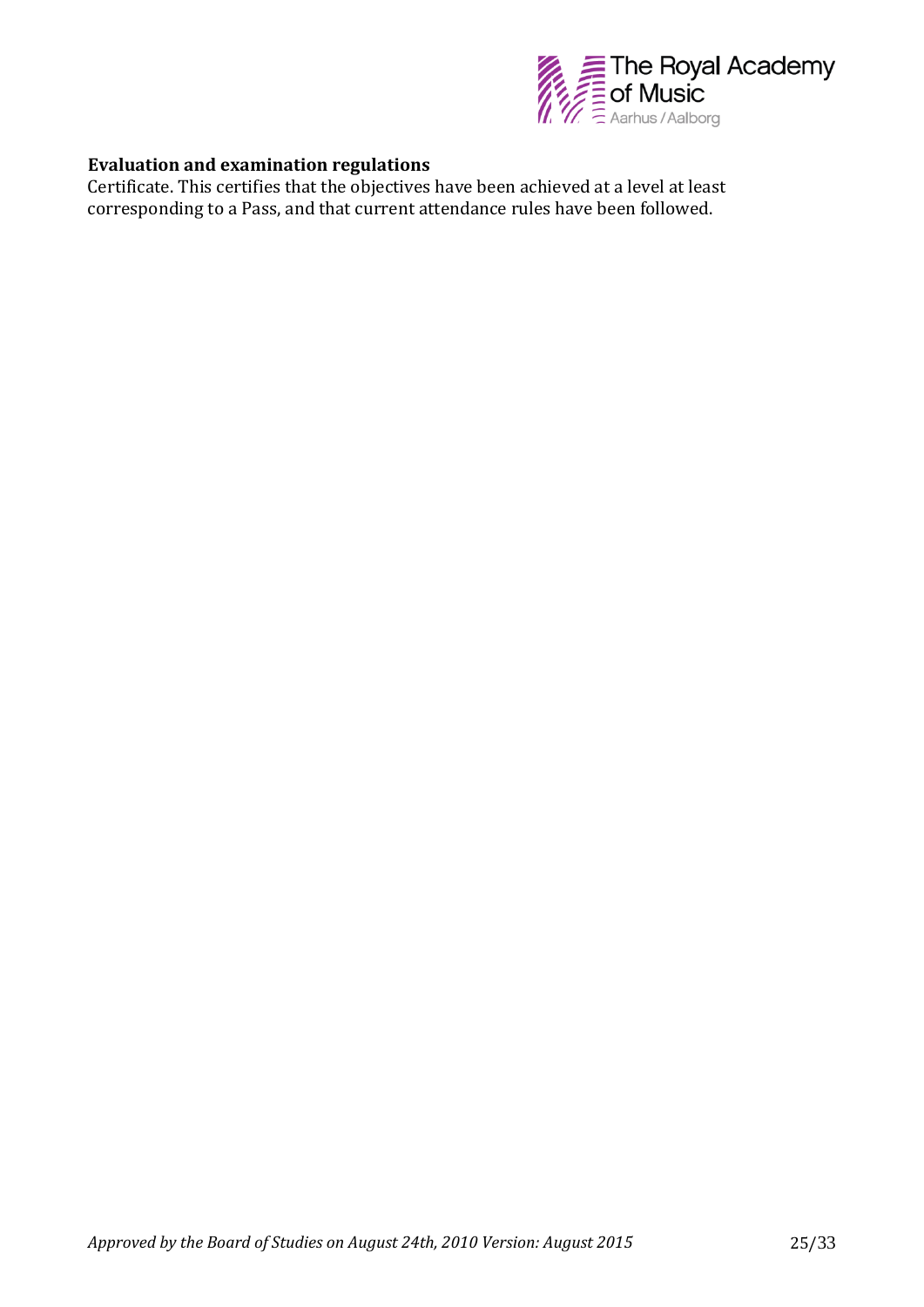**Evaluation and examination regulations**

Certificate. This certifies that the objectives have been achieved at a level at least corresponding to a Pass, and that current attendance rules have been followed.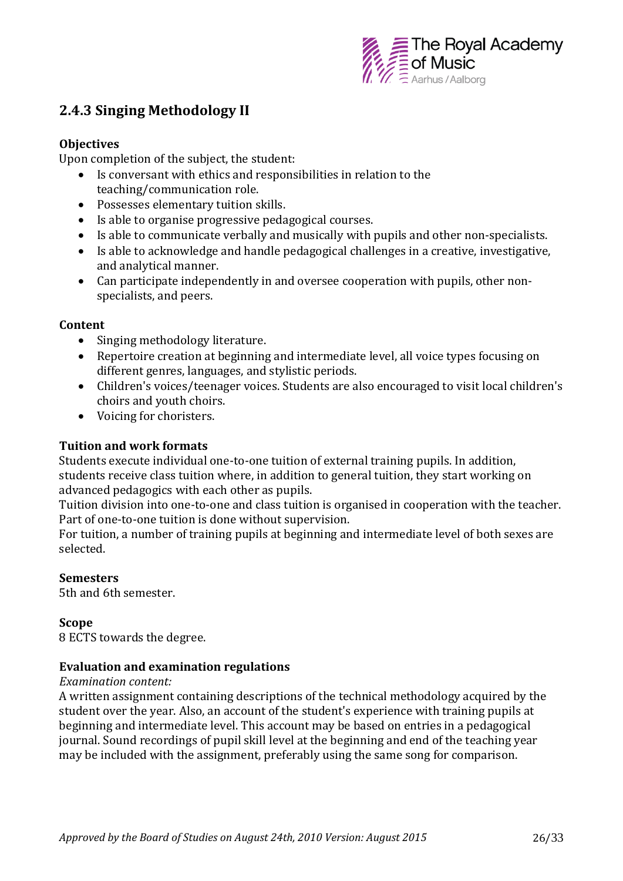## 2.4.3 Singing Methodology II

**Objectives**

Upon completion of the subject, the student:

- Is conversant with ethics and responsibilities in relation to the teaching/communication role.
- Possesses elementary tuition skills.
- Is able to organise progressive pedagogical courses.
- Is able to communicate verbally and musically with pupils and other non-specialists.
- Is able to acknowledge and handle pedagogical challenges in a creative, investigative, and analytical manner.
- Can participate independently in and oversee cooperation with pupils, other non-specialists, and peers.

**Content**

- Singing methodology literature.
- Repertoire creation at beginning and intermediate level, all voice types focusing on different genres, languages, and stylistic periods.
- Children's voices/teenager voices. Students are also encouraged to visit local children's choirs and youth choirs.
- Voicing for choristers.

**Tuition and work formats**

Students execute individual one-to-one tuition of external training pupils. In addition, students receive class tuition where, in addition to general tuition, they start working on advanced pedagogics with each other as pupils.

Tuition division into one-to-one and class tuition is organised in cooperation with the teacher. Part of one-to-one tuition is done without supervision.

For tuition, a number of training pupils at beginning and intermediate level of both sexes are selected.

**Semesters**

5th and 6th semester.

**Scope**

8 ECTS towards the degree.

**Evaluation and examination regulations**

*Examination content:*

A written assignment containing descriptions of the technical methodology acquired by the student over the year. Also, an account of the student's experience with training pupils at beginning and intermediate level. This account may be based on entries in a pedagogical journal. Sound recordings of pupil skill level at the beginning and end of the teaching year may be included with the assignment, preferably using the same song for comparison.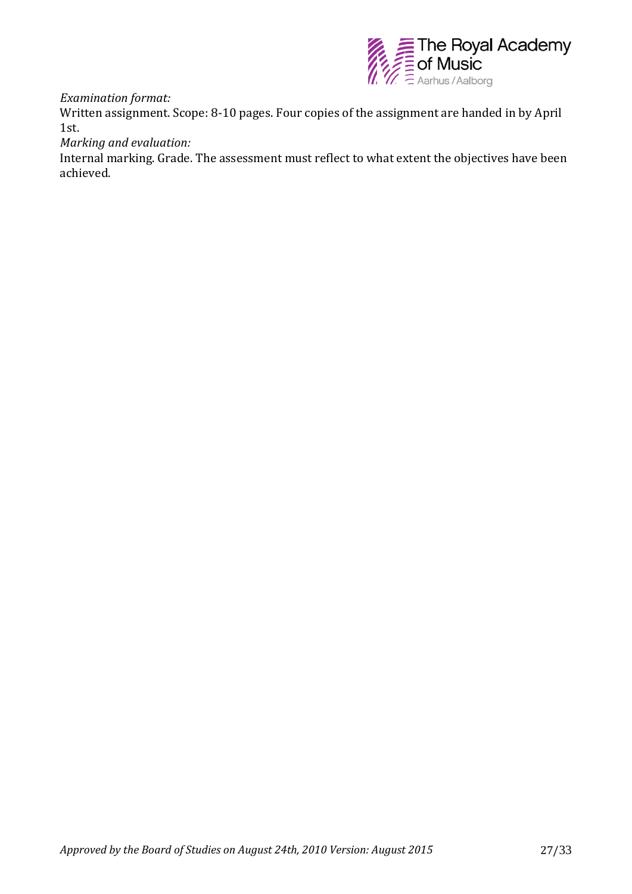*Examination format:*
Written assignment. Scope: 8-10 pages. Four copies of the assignment are handed in by April 1st.
*Marking and evaluation:*
Internal marking. Grade. The assessment must reflect to what extent the objectives have been achieved.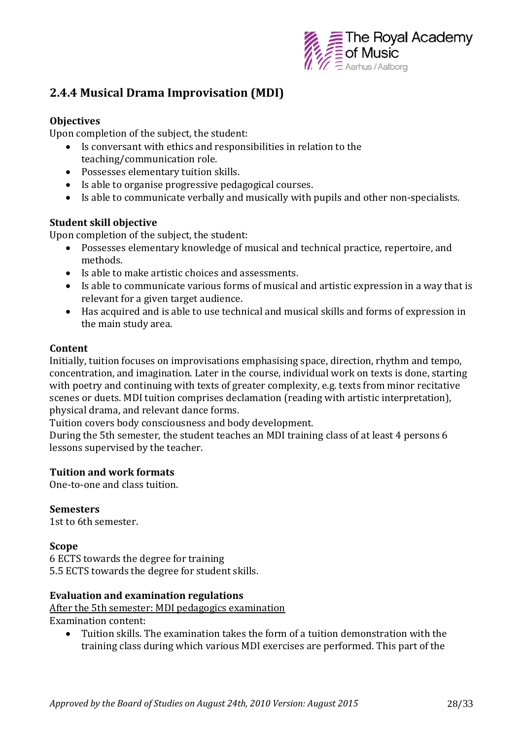## 2.4.4 Musical Drama Improvisation (MDI)

**Objectives**

Upon completion of the subject, the student:

- Is conversant with ethics and responsibilities in relation to the teaching/communication role.
- Possesses elementary tuition skills.
- Is able to organise progressive pedagogical courses.
- Is able to communicate verbally and musically with pupils and other non-specialists.

**Student skill objective**

Upon completion of the subject, the student:

- Possesses elementary knowledge of musical and technical practice, repertoire, and methods.
- Is able to make artistic choices and assessments.
- Is able to communicate various forms of musical and artistic expression in a way that is relevant for a given target audience.
- Has acquired and is able to use technical and musical skills and forms of expression in the main study area.

**Content**

Initially, tuition focuses on improvisations emphasising space, direction, rhythm and tempo, concentration, and imagination. Later in the course, individual work on texts is done, starting with poetry and continuing with texts of greater complexity, e.g. texts from minor recitative scenes or duets. MDI tuition comprises declamation (reading with artistic interpretation), physical drama, and relevant dance forms.
Tuition covers body consciousness and body development.
During the 5th semester, the student teaches an MDI training class of at least 4 persons 6 lessons supervised by the teacher.

**Tuition and work formats**

One-to-one and class tuition.

**Semesters**

1st to 6th semester.

**Scope**

6 ECTS towards the degree for training
5.5 ECTS towards the degree for student skills.

**Evaluation and examination regulations**

<u>After the 5th semester: MDI pedagogics examination</u>
Examination content:

- Tuition skills. The examination takes the form of a tuition demonstration with the training class during which various MDI exercises are performed. This part of the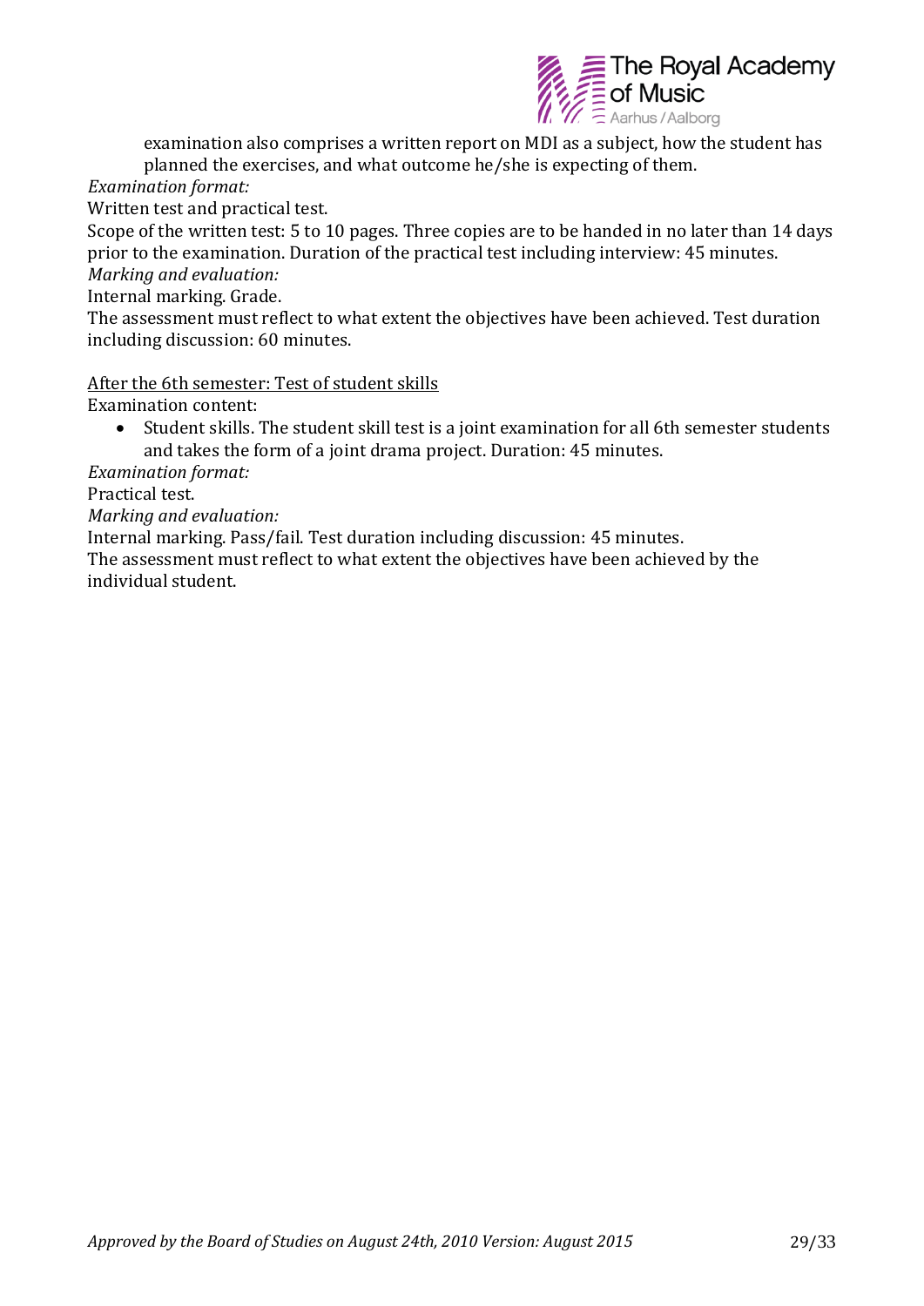examination also comprises a written report on MDI as a subject, how the student has planned the exercises, and what outcome he/she is expecting of them.

*Examination format:*

Written test and practical test.

Scope of the written test: 5 to 10 pages. Three copies are to be handed in no later than 14 days prior to the examination. Duration of the practical test including interview: 45 minutes.

*Marking and evaluation:*

Internal marking. Grade.

The assessment must reflect to what extent the objectives have been achieved. Test duration including discussion: 60 minutes.

<u>After the 6th semester: Test of student skills</u>

Examination content:

- Student skills. The student skill test is a joint examination for all 6th semester students and takes the form of a joint drama project. Duration: 45 minutes.

*Examination format:*

Practical test.

*Marking and evaluation:*

Internal marking. Pass/fail. Test duration including discussion: 45 minutes.

The assessment must reflect to what extent the objectives have been achieved by the individual student.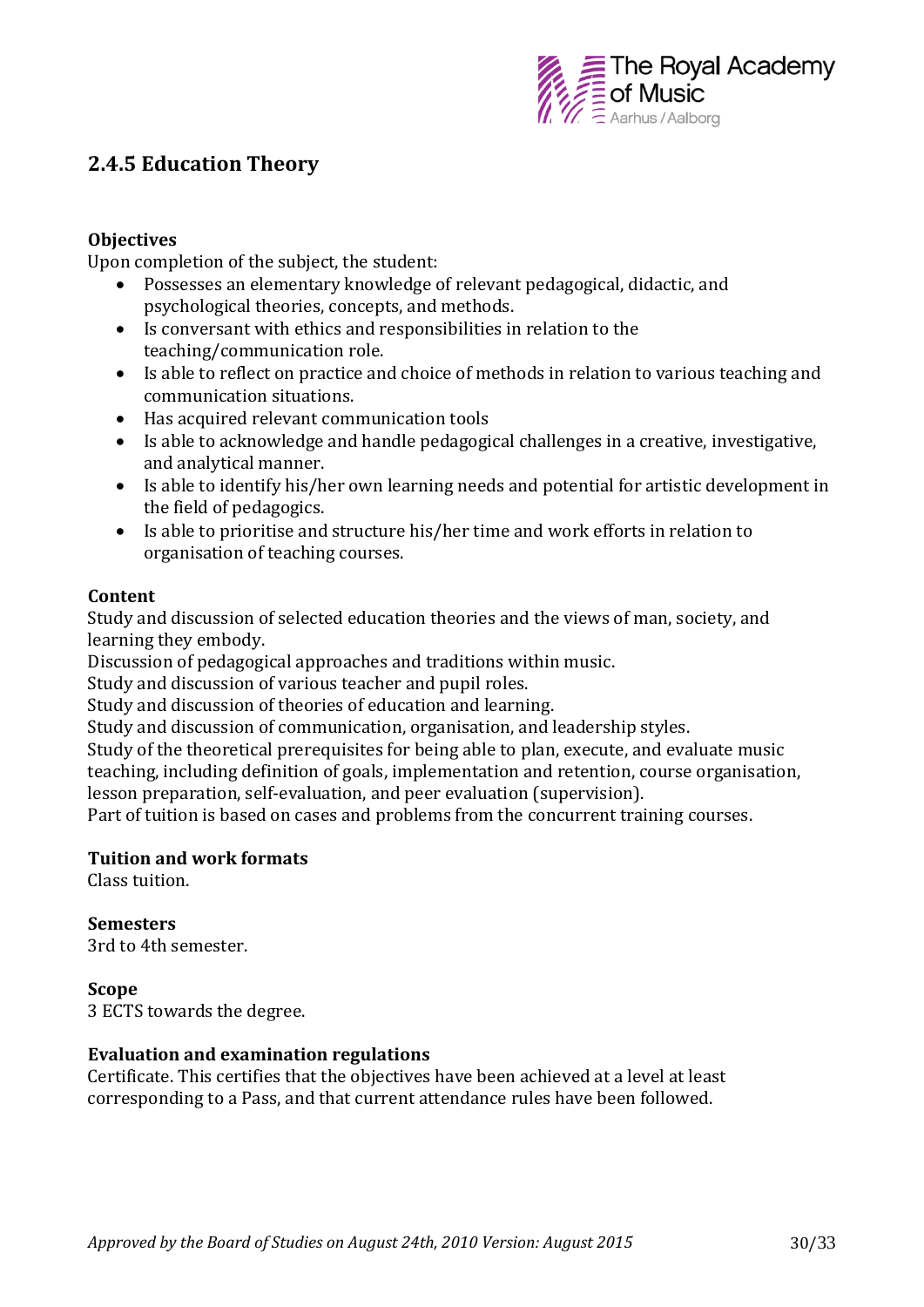## 2.4.5 Education Theory

**Objectives**

Upon completion of the subject, the student:

- Possesses an elementary knowledge of relevant pedagogical, didactic, and psychological theories, concepts, and methods.
- Is conversant with ethics and responsibilities in relation to the teaching/communication role.
- Is able to reflect on practice and choice of methods in relation to various teaching and communication situations.
- Has acquired relevant communication tools
- Is able to acknowledge and handle pedagogical challenges in a creative, investigative, and analytical manner.
- Is able to identify his/her own learning needs and potential for artistic development in the field of pedagogics.
- Is able to prioritise and structure his/her time and work efforts in relation to organisation of teaching courses.

**Content**

Study and discussion of selected education theories and the views of man, society, and learning they embody.
Discussion of pedagogical approaches and traditions within music.
Study and discussion of various teacher and pupil roles.
Study and discussion of theories of education and learning.
Study and discussion of communication, organisation, and leadership styles.
Study of the theoretical prerequisites for being able to plan, execute, and evaluate music teaching, including definition of goals, implementation and retention, course organisation, lesson preparation, self-evaluation, and peer evaluation (supervision).
Part of tuition is based on cases and problems from the concurrent training courses.

**Tuition and work formats**

Class tuition.

**Semesters**

3rd to 4th semester.

**Scope**

3 ECTS towards the degree.

**Evaluation and examination regulations**

Certificate. This certifies that the objectives have been achieved at a level at least corresponding to a Pass, and that current attendance rules have been followed.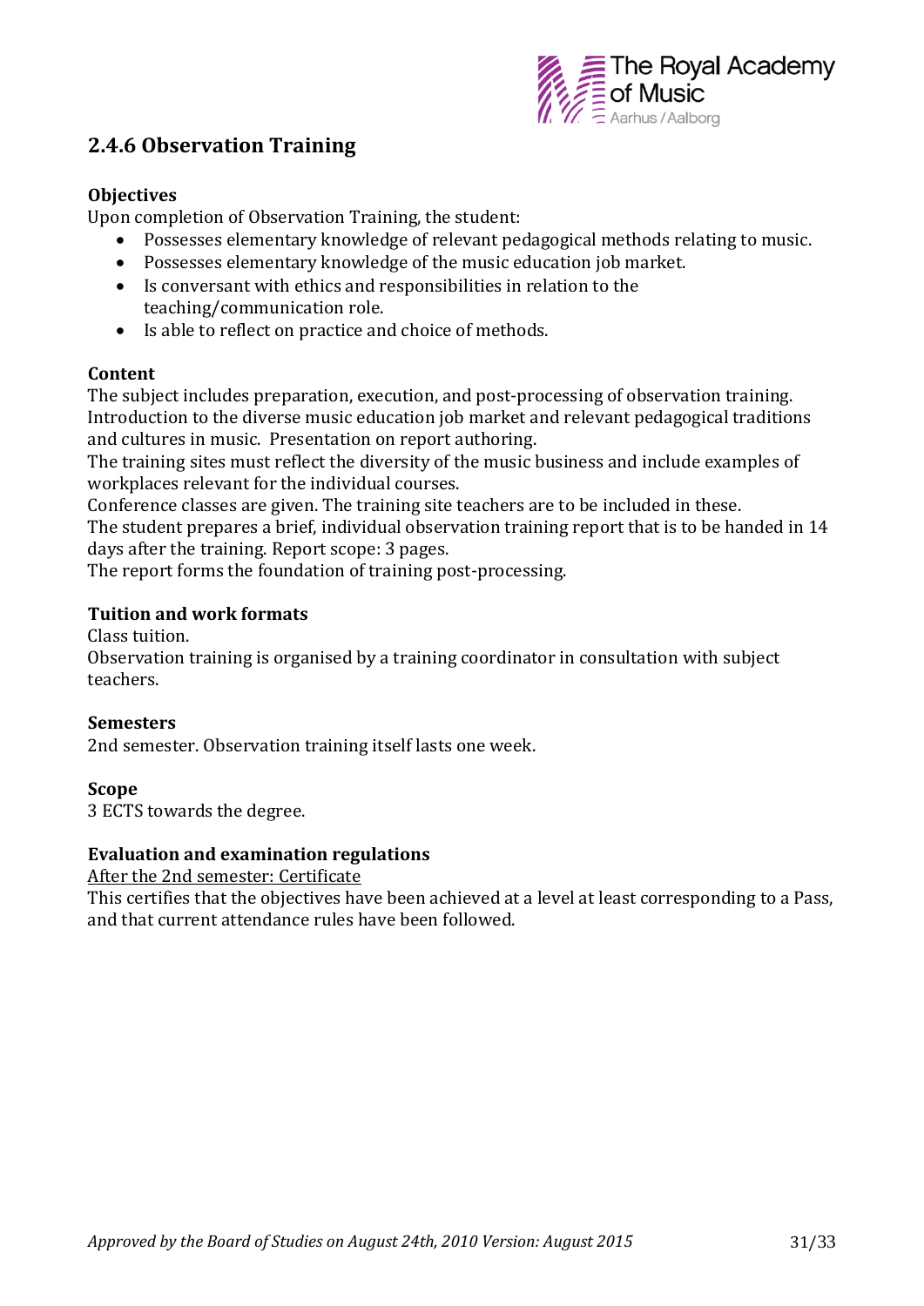## 2.4.6 Observation Training

### Objectives

Upon completion of Observation Training, the student:

- Possesses elementary knowledge of relevant pedagogical methods relating to music.
- Possesses elementary knowledge of the music education job market.
- Is conversant with ethics and responsibilities in relation to the teaching/communication role.
- Is able to reflect on practice and choice of methods.

### Content

The subject includes preparation, execution, and post-processing of observation training. Introduction to the diverse music education job market and relevant pedagogical traditions and cultures in music. Presentation on report authoring.
The training sites must reflect the diversity of the music business and include examples of workplaces relevant for the individual courses.
Conference classes are given. The training site teachers are to be included in these.
The student prepares a brief, individual observation training report that is to be handed in 14 days after the training. Report scope: 3 pages.
The report forms the foundation of training post-processing.

### Tuition and work formats

Class tuition.
Observation training is organised by a training coordinator in consultation with subject teachers.

### Semesters

2nd semester. Observation training itself lasts one week.

### Scope

3 ECTS towards the degree.

### Evaluation and examination regulations

After the 2nd semester: Certificate
This certifies that the objectives have been achieved at a level at least corresponding to a Pass, and that current attendance rules have been followed.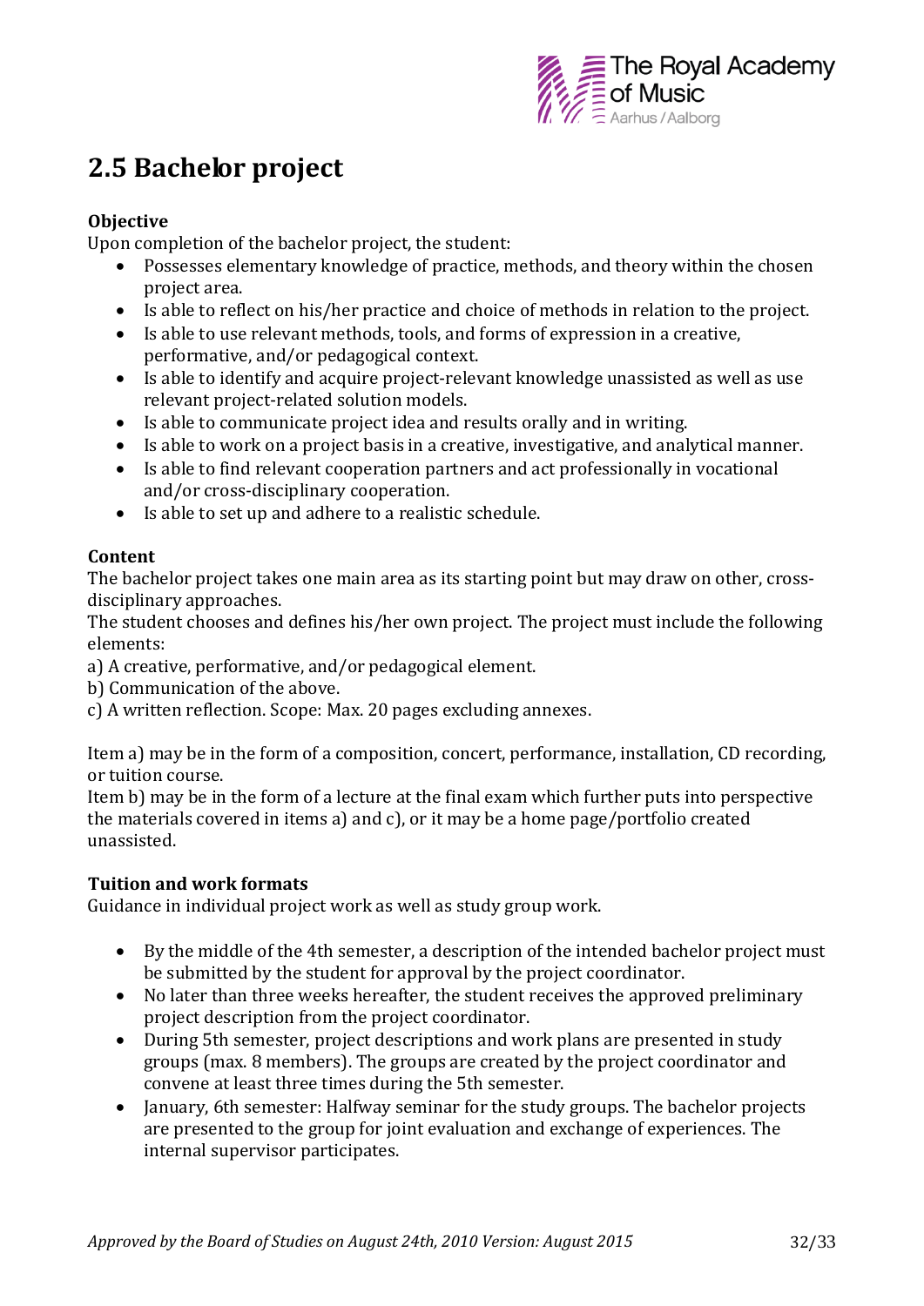# 2.5 Bachelor project

**Objective**

Upon completion of the bachelor project, the student:

- Possesses elementary knowledge of practice, methods, and theory within the chosen project area.
- Is able to reflect on his/her practice and choice of methods in relation to the project.
- Is able to use relevant methods, tools, and forms of expression in a creative, performative, and/or pedagogical context.
- Is able to identify and acquire project-relevant knowledge unassisted as well as use relevant project-related solution models.
- Is able to communicate project idea and results orally and in writing.
- Is able to work on a project basis in a creative, investigative, and analytical manner.
- Is able to find relevant cooperation partners and act professionally in vocational and/or cross-disciplinary cooperation.
- Is able to set up and adhere to a realistic schedule.

**Content**

The bachelor project takes one main area as its starting point but may draw on other, cross-disciplinary approaches.

The student chooses and defines his/her own project. The project must include the following elements:

a) A creative, performative, and/or pedagogical element.

b) Communication of the above.

c) A written reflection. Scope: Max. 20 pages excluding annexes.

Item a) may be in the form of a composition, concert, performance, installation, CD recording, or tuition course.

Item b) may be in the form of a lecture at the final exam which further puts into perspective the materials covered in items a) and c), or it may be a home page/portfolio created unassisted.

**Tuition and work formats**

Guidance in individual project work as well as study group work.

- By the middle of the 4th semester, a description of the intended bachelor project must be submitted by the student for approval by the project coordinator.
- No later than three weeks hereafter, the student receives the approved preliminary project description from the project coordinator.
- During 5th semester, project descriptions and work plans are presented in study groups (max. 8 members). The groups are created by the project coordinator and convene at least three times during the 5th semester.
- January, 6th semester: Halfway seminar for the study groups. The bachelor projects are presented to the group for joint evaluation and exchange of experiences. The internal supervisor participates.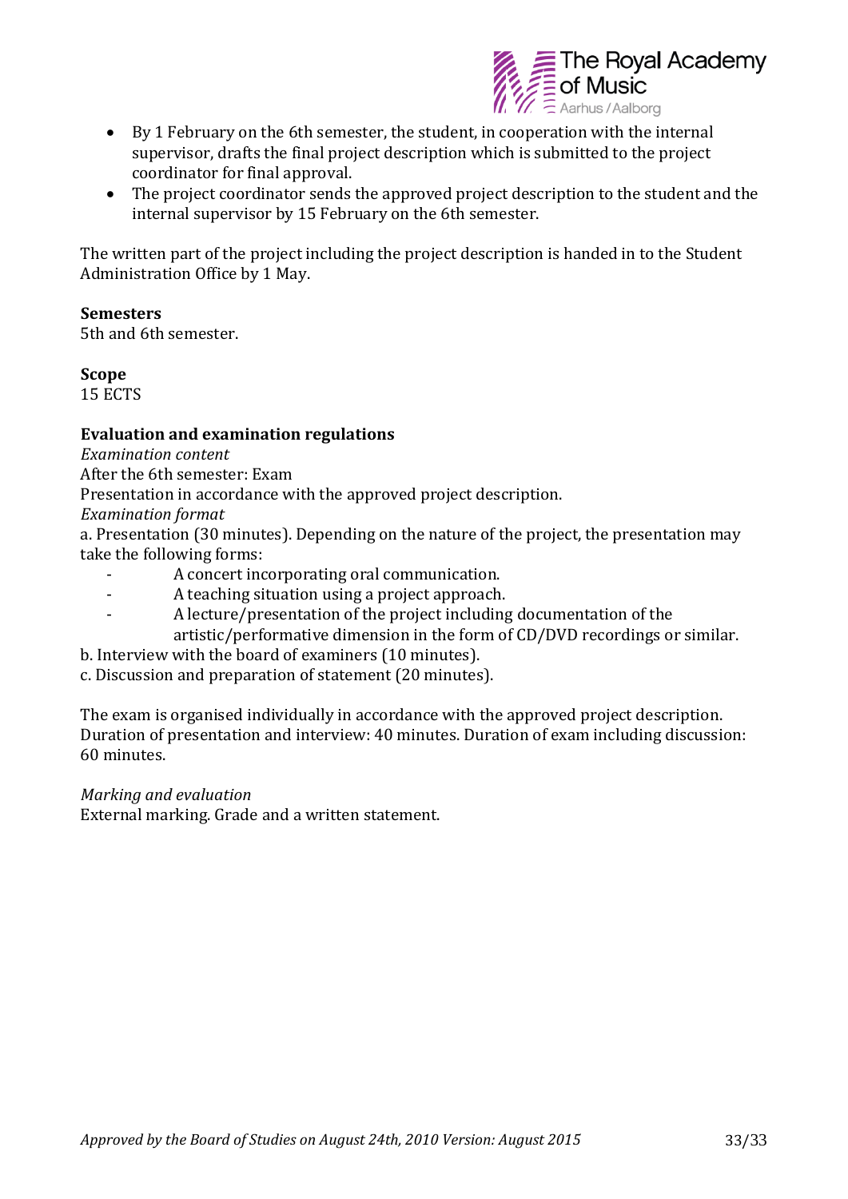- By 1 February on the 6th semester, the student, in cooperation with the internal supervisor, drafts the final project description which is submitted to the project coordinator for final approval.
- The project coordinator sends the approved project description to the student and the internal supervisor by 15 February on the 6th semester.

The written part of the project including the project description is handed in to the Student Administration Office by 1 May.

**Semesters**
5th and 6th semester.

**Scope**
15 ECTS

**Evaluation and examination regulations**

*Examination content*

After the 6th semester: Exam

Presentation in accordance with the approved project description.

*Examination format*

a. Presentation (30 minutes). Depending on the nature of the project, the presentation may take the following forms:

- A concert incorporating oral communication.
- A teaching situation using a project approach.
- A lecture/presentation of the project including documentation of the artistic/performative dimension in the form of CD/DVD recordings or similar.

b. Interview with the board of examiners (10 minutes).

c. Discussion and preparation of statement (20 minutes).

The exam is organised individually in accordance with the approved project description. Duration of presentation and interview: 40 minutes. Duration of exam including discussion: 60 minutes.

*Marking and evaluation*

External marking. Grade and a written statement.